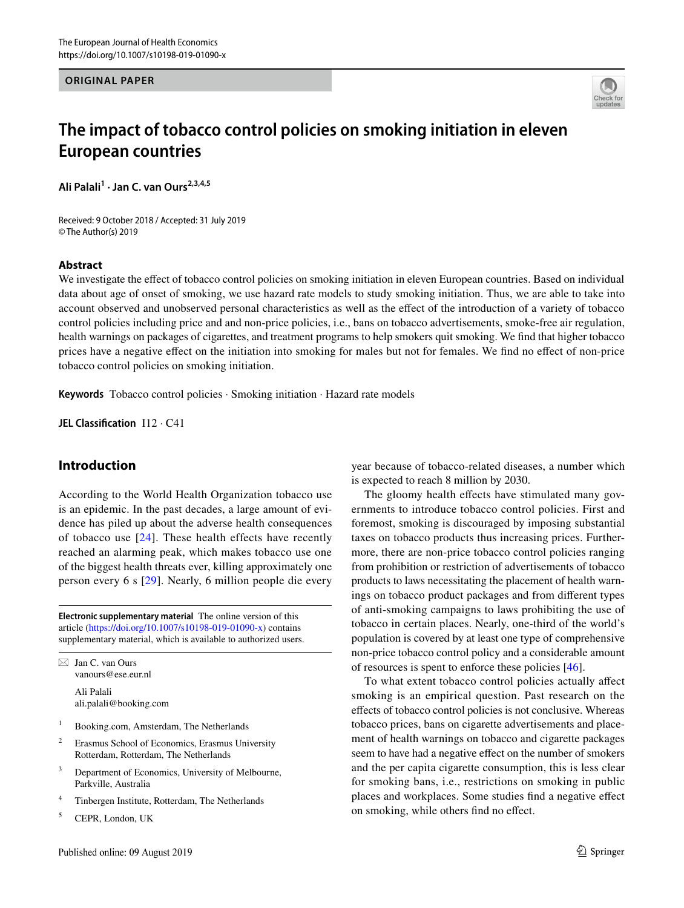ORIGINAL PAPER

# The impact of tobacco control policies on smoking initiation in eleven European countries

**Ali Palali[1] · Jan C. van Ours[2,3,4,5]**

Received: 9 October 2018 / Accepted: 31 July 2019
© The Author(s) 2019

## Abstract

We investigate the effect of tobacco control policies on smoking initiation in eleven European countries. Based on individual data about age of onset of smoking, we use hazard rate models to study smoking initiation. Thus, we are able to take into account observed and unobserved personal characteristics as well as the effect of the introduction of a variety of tobacco control policies including price and and non-price policies, i.e., bans on tobacco advertisements, smoke-free air regulation, health warnings on packages of cigarettes, and treatment programs to help smokers quit smoking. We find that higher tobacco prices have a negative effect on the initiation into smoking for males but not for females. We find no effect of non-price tobacco control policies on smoking initiation.

**Keywords** Tobacco control policies · Smoking initiation · Hazard rate models

**JEL Classification** I12 · C41

## Introduction

According to the World Health Organization tobacco use is an epidemic. In the past decades, a large amount of evidence has piled up about the adverse health consequences of tobacco use [24]. These health effects have recently reached an alarming peak, which makes tobacco use one of the biggest health threats ever, killing approximately one person every 6 s [29]. Nearly, 6 million people die every year because of tobacco-related diseases, a number which is expected to reach 8 million by 2030.

The gloomy health effects have stimulated many governments to introduce tobacco control policies. First and foremost, smoking is discouraged by imposing substantial taxes on tobacco products thus increasing prices. Furthermore, there are non-price tobacco control policies ranging from prohibition or restriction of advertisements of tobacco products to laws necessitating the placement of health warnings on tobacco product packages and from different types of anti-smoking campaigns to laws prohibiting the use of tobacco in certain places. Nearly, one-third of the world's population is covered by at least one type of comprehensive non-price tobacco control policy and a considerable amount of resources is spent to enforce these policies [46].

To what extent tobacco control policies actually affect smoking is an empirical question. Past research on the effects of tobacco control policies is not conclusive. Whereas tobacco prices, bans on cigarette advertisements and placement of health warnings on tobacco and cigarette packages seem to have had a negative effect on the number of smokers and the per capita cigarette consumption, this is less clear for smoking bans, i.e., restrictions on smoking in public places and workplaces. Some studies find a negative effect on smoking, while others find no effect.

**Electronic supplementary material** The online version of this article (https://doi.org/10.1007/s10198-019-01090-x) contains supplementary material, which is available to authorized users.

✉ Jan C. van Ours
vanours@ese.eur.nl

Ali Palali
ali.palali@booking.com

1 Booking.com, Amsterdam, The Netherlands

2 Erasmus School of Economics, Erasmus University Rotterdam, Rotterdam, The Netherlands

3 Department of Economics, University of Melbourne, Parkville, Australia

4 Tinbergen Institute, Rotterdam, The Netherlands

5 CEPR, London, UK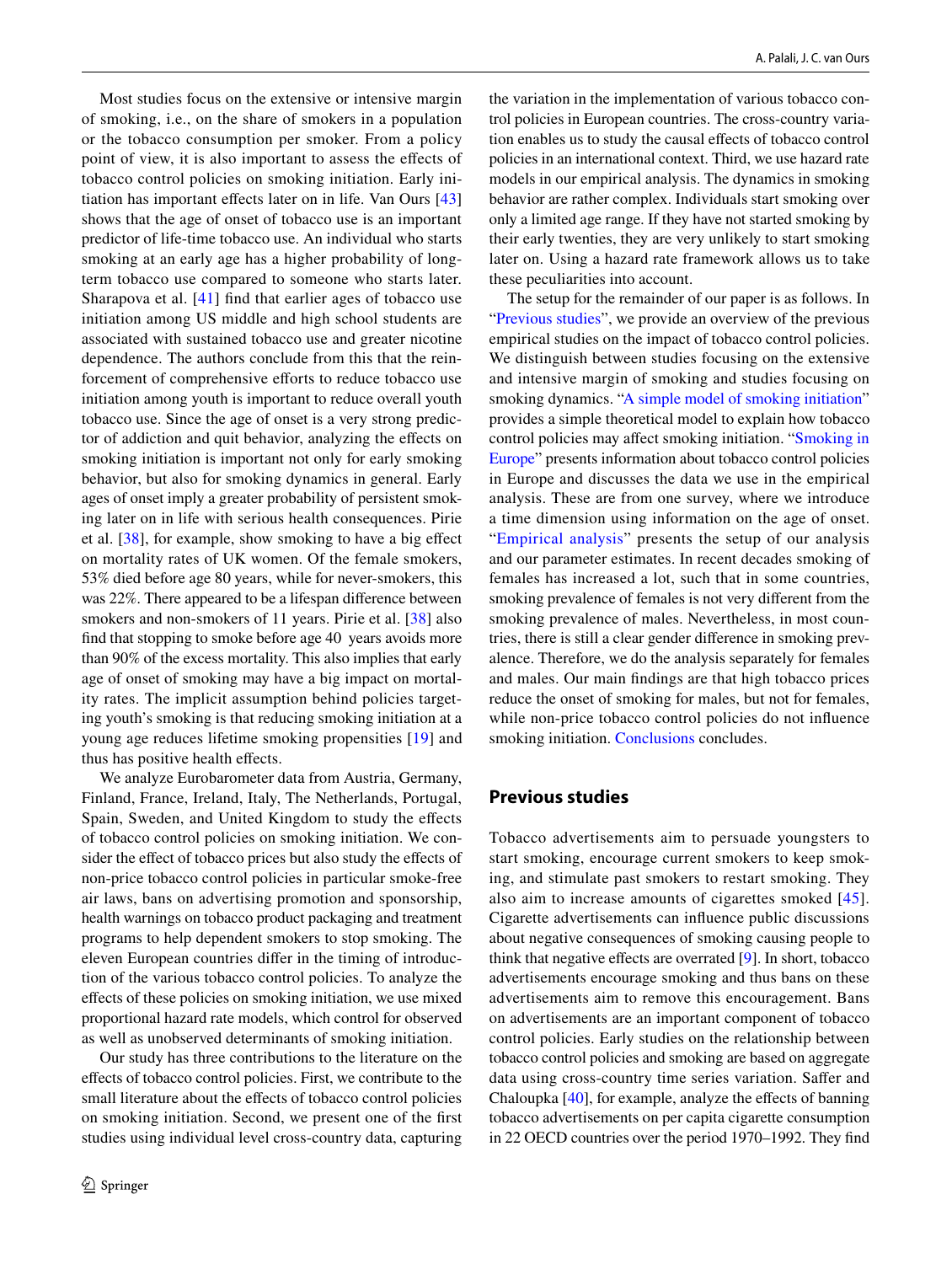Most studies focus on the extensive or intensive margin of smoking, i.e., on the share of smokers in a population or the tobacco consumption per smoker. From a policy point of view, it is also important to assess the effects of tobacco control policies on smoking initiation. Early initiation has important effects later on in life. Van Ours [43] shows that the age of onset of tobacco use is an important predictor of life-time tobacco use. An individual who starts smoking at an early age has a higher probability of long-term tobacco use compared to someone who starts later. Sharapova et al. [41] find that earlier ages of tobacco use initiation among US middle and high school students are associated with sustained tobacco use and greater nicotine dependence. The authors conclude from this that the reinforcement of comprehensive efforts to reduce tobacco use initiation among youth is important to reduce overall youth tobacco use. Since the age of onset is a very strong predictor of addiction and quit behavior, analyzing the effects on smoking initiation is important not only for early smoking behavior, but also for smoking dynamics in general. Early ages of onset imply a greater probability of persistent smoking later on in life with serious health consequences. Pirie et al. [38], for example, show smoking to have a big effect on mortality rates of UK women. Of the female smokers, 53% died before age 80 years, while for never-smokers, this was 22%. There appeared to be a lifespan difference between smokers and non-smokers of 11 years. Pirie et al. [38] also find that stopping to smoke before age 40 years avoids more than 90% of the excess mortality. This also implies that early age of onset of smoking may have a big impact on mortality rates. The implicit assumption behind policies targeting youth's smoking is that reducing smoking initiation at a young age reduces lifetime smoking propensities [19] and thus has positive health effects.

We analyze Eurobarometer data from Austria, Germany, Finland, France, Ireland, Italy, The Netherlands, Portugal, Spain, Sweden, and United Kingdom to study the effects of tobacco control policies on smoking initiation. We consider the effect of tobacco prices but also study the effects of non-price tobacco control policies in particular smoke-free air laws, bans on advertising promotion and sponsorship, health warnings on tobacco product packaging and treatment programs to help dependent smokers to stop smoking. The eleven European countries differ in the timing of introduction of the various tobacco control policies. To analyze the effects of these policies on smoking initiation, we use mixed proportional hazard rate models, which control for observed as well as unobserved determinants of smoking initiation.

Our study has three contributions to the literature on the effects of tobacco control policies. First, we contribute to the small literature about the effects of tobacco control policies on smoking initiation. Second, we present one of the first studies using individual level cross-country data, capturing the variation in the implementation of various tobacco control policies in European countries. The cross-country variation enables us to study the causal effects of tobacco control policies in an international context. Third, we use hazard rate models in our empirical analysis. The dynamics in smoking behavior are rather complex. Individuals start smoking over only a limited age range. If they have not started smoking by their early twenties, they are very unlikely to start smoking later on. Using a hazard rate framework allows us to take these peculiarities into account.

The setup for the remainder of our paper is as follows. In "Previous studies", we provide an overview of the previous empirical studies on the impact of tobacco control policies. We distinguish between studies focusing on the extensive and intensive margin of smoking and studies focusing on smoking dynamics. "A simple model of smoking initiation" provides a simple theoretical model to explain how tobacco control policies may affect smoking initiation. "Smoking in Europe" presents information about tobacco control policies in Europe and discusses the data we use in the empirical analysis. These are from one survey, where we introduce a time dimension using information on the age of onset. "Empirical analysis" presents the setup of our analysis and our parameter estimates. In recent decades smoking of females has increased a lot, such that in some countries, smoking prevalence of females is not very different from the smoking prevalence of males. Nevertheless, in most countries, there is still a clear gender difference in smoking prevalence. Therefore, we do the analysis separately for females and males. Our main findings are that high tobacco prices reduce the onset of smoking for males, but not for females, while non-price tobacco control policies do not influence smoking initiation. Conclusions concludes.

## Previous studies

Tobacco advertisements aim to persuade youngsters to start smoking, encourage current smokers to keep smoking, and stimulate past smokers to restart smoking. They also aim to increase amounts of cigarettes smoked [45]. Cigarette advertisements can influence public discussions about negative consequences of smoking causing people to think that negative effects are overrated [9]. In short, tobacco advertisements encourage smoking and thus bans on these advertisements aim to remove this encouragement. Bans on advertisements are an important component of tobacco control policies. Early studies on the relationship between tobacco control policies and smoking are based on aggregate data using cross-country time series variation. Saffer and Chaloupka [40], for example, analyze the effects of banning tobacco advertisements on per capita cigarette consumption in 22 OECD countries over the period 1970–1992. They find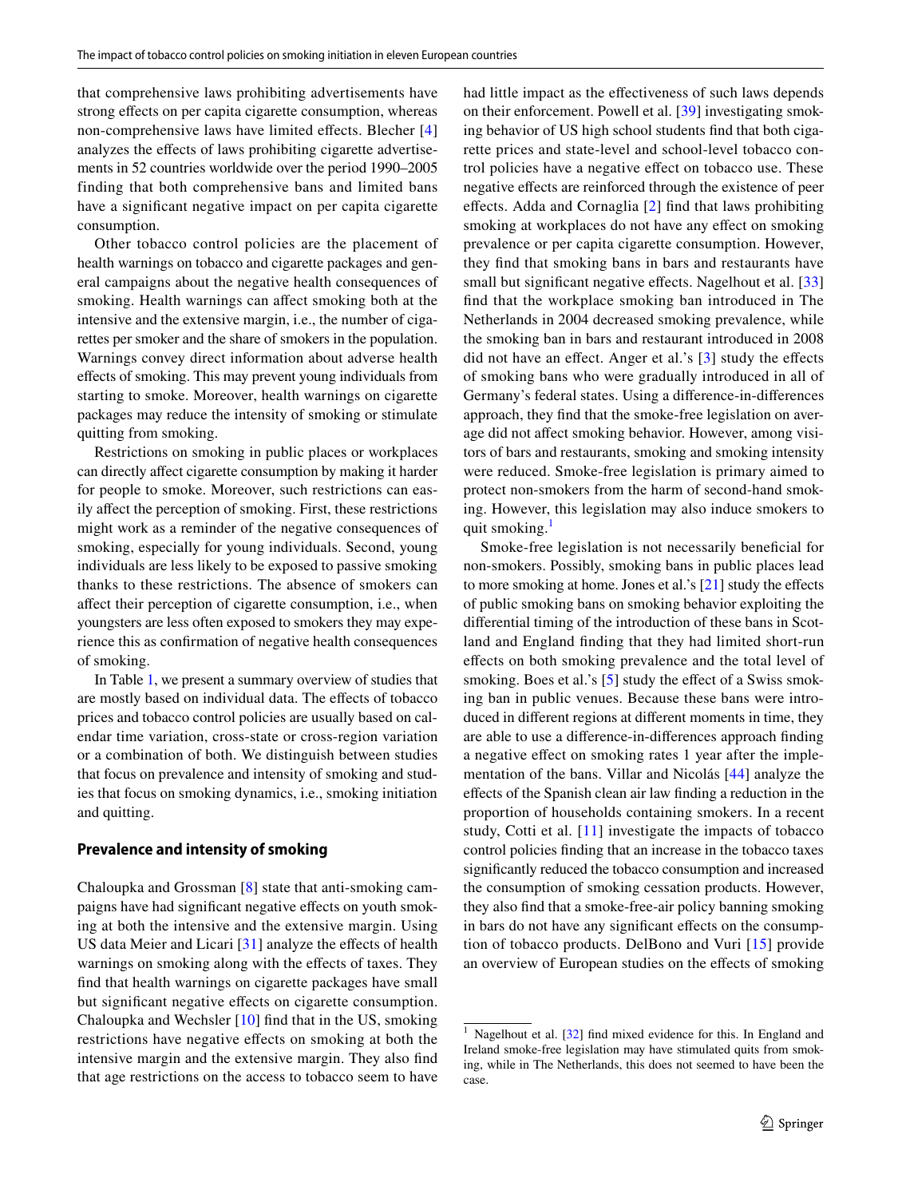that comprehensive laws prohibiting advertisements have strong effects on per capita cigarette consumption, whereas non-comprehensive laws have limited effects. Blecher [4] analyzes the effects of laws prohibiting cigarette advertisements in 52 countries worldwide over the period 1990–2005 finding that both comprehensive bans and limited bans have a significant negative impact on per capita cigarette consumption.

Other tobacco control policies are the placement of health warnings on tobacco and cigarette packages and general campaigns about the negative health consequences of smoking. Health warnings can affect smoking both at the intensive and the extensive margin, i.e., the number of cigarettes per smoker and the share of smokers in the population. Warnings convey direct information about adverse health effects of smoking. This may prevent young individuals from starting to smoke. Moreover, health warnings on cigarette packages may reduce the intensity of smoking or stimulate quitting from smoking.

Restrictions on smoking in public places or workplaces can directly affect cigarette consumption by making it harder for people to smoke. Moreover, such restrictions can easily affect the perception of smoking. First, these restrictions might work as a reminder of the negative consequences of smoking, especially for young individuals. Second, young individuals are less likely to be exposed to passive smoking thanks to these restrictions. The absence of smokers can affect their perception of cigarette consumption, i.e., when youngsters are less often exposed to smokers they may experience this as confirmation of negative health consequences of smoking.

In Table 1, we present a summary overview of studies that are mostly based on individual data. The effects of tobacco prices and tobacco control policies are usually based on calendar time variation, cross-state or cross-region variation or a combination of both. We distinguish between studies that focus on prevalence and intensity of smoking and studies that focus on smoking dynamics, i.e., smoking initiation and quitting.

## Prevalence and intensity of smoking

Chaloupka and Grossman [8] state that anti-smoking campaigns have had significant negative effects on youth smoking at both the intensive and the extensive margin. Using US data Meier and Licari [31] analyze the effects of health warnings on smoking along with the effects of taxes. They find that health warnings on cigarette packages have small but significant negative effects on cigarette consumption. Chaloupka and Wechsler [10] find that in the US, smoking restrictions have negative effects on smoking at both the intensive margin and the extensive margin. They also find that age restrictions on the access to tobacco seem to have had little impact as the effectiveness of such laws depends on their enforcement. Powell et al. [39] investigating smoking behavior of US high school students find that both cigarette prices and state-level and school-level tobacco control policies have a negative effect on tobacco use. These negative effects are reinforced through the existence of peer effects. Adda and Cornaglia [2] find that laws prohibiting smoking at workplaces do not have any effect on smoking prevalence or per capita cigarette consumption. However, they find that smoking bans in bars and restaurants have small but significant negative effects. Nagelhout et al. [33] find that the workplace smoking ban introduced in The Netherlands in 2004 decreased smoking prevalence, while the smoking ban in bars and restaurant introduced in 2008 did not have an effect. Anger et al.'s [3] study the effects of smoking bans who were gradually introduced in all of Germany's federal states. Using a difference-in-differences approach, they find that the smoke-free legislation on average did not affect smoking behavior. However, among visitors of bars and restaurants, smoking and smoking intensity were reduced. Smoke-free legislation is primary aimed to protect non-smokers from the harm of second-hand smoking. However, this legislation may also induce smokers to quit smoking.[1]

Smoke-free legislation is not necessarily beneficial for non-smokers. Possibly, smoking bans in public places lead to more smoking at home. Jones et al.'s [21] study the effects of public smoking bans on smoking behavior exploiting the differential timing of the introduction of these bans in Scotland and England finding that they had limited short-run effects on both smoking prevalence and the total level of smoking. Boes et al.'s [5] study the effect of a Swiss smoking ban in public venues. Because these bans were introduced in different regions at different moments in time, they are able to use a difference-in-differences approach finding a negative effect on smoking rates 1 year after the implementation of the bans. Villar and Nicolás [44] analyze the effects of the Spanish clean air law finding a reduction in the proportion of households containing smokers. In a recent study, Cotti et al. [11] investigate the impacts of tobacco control policies finding that an increase in the tobacco taxes significantly reduced the tobacco consumption and increased the consumption of smoking cessation products. However, they also find that a smoke-free-air policy banning smoking in bars do not have any significant effects on the consumption of tobacco products. DelBono and Vuri [15] provide an overview of European studies on the effects of smoking

[1] Nagelhout et al. [32] find mixed evidence for this. In England and Ireland smoke-free legislation may have stimulated quits from smoking, while in The Netherlands, this does not seemed to have been the case.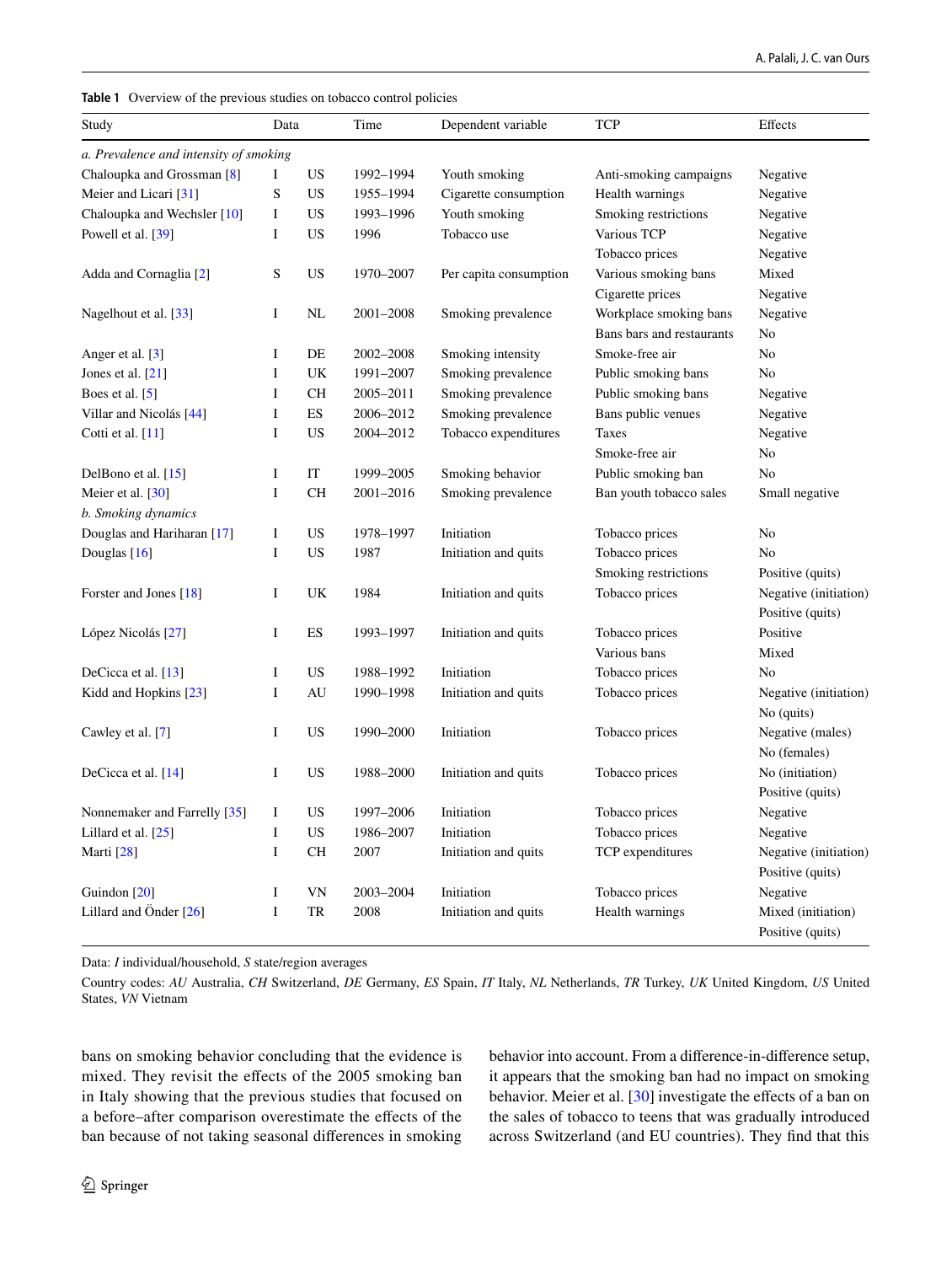**Table 1** Overview of the previous studies on tobacco control policies

| Study | Data | | Time | Dependent variable | TCP | Effects |
|---|---|---|---|---|---|---|
| *a. Prevalence and intensity of smoking* | | | | | | |
| Chaloupka and Grossman [8] | I | US | 1992–1994 | Youth smoking | Anti-smoking campaigns | Negative |
| Meier and Licari [31] | S | US | 1955–1994 | Cigarette consumption | Health warnings | Negative |
| Chaloupka and Wechsler [10] | I | US | 1993–1996 | Youth smoking | Smoking restrictions | Negative |
| Powell et al. [39] | I | US | 1996 | Tobacco use | Various TCP | Negative |
| | | | | | Tobacco prices | Negative |
| Adda and Cornaglia [2] | S | US | 1970–2007 | Per capita consumption | Various smoking bans | Mixed |
| | | | | | Cigarette prices | Negative |
| Nagelhout et al. [33] | I | NL | 2001–2008 | Smoking prevalence | Workplace smoking bans | Negative |
| | | | | | Bans bars and restaurants | No |
| Anger et al. [3] | I | DE | 2002–2008 | Smoking intensity | Smoke-free air | No |
| Jones et al. [21] | I | UK | 1991–2007 | Smoking prevalence | Public smoking bans | No |
| Boes et al. [5] | I | CH | 2005–2011 | Smoking prevalence | Public smoking bans | Negative |
| Villar and Nicolás [44] | I | ES | 2006–2012 | Smoking prevalence | Bans public venues | Negative |
| Cotti et al. [11] | I | US | 2004–2012 | Tobacco expenditures | Taxes | Negative |
| | | | | | Smoke-free air | No |
| DelBono et al. [15] | I | IT | 1999–2005 | Smoking behavior | Public smoking ban | No |
| Meier et al. [30] | I | CH | 2001–2016 | Smoking prevalence | Ban youth tobacco sales | Small negative |
| *b. Smoking dynamics* | | | | | | |
| Douglas and Hariharan [17] | I | US | 1978–1997 | Initiation | Tobacco prices | No |
| Douglas [16] | I | US | 1987 | Initiation and quits | Tobacco prices | No |
| | | | | | Smoking restrictions | Positive (quits) |
| Forster and Jones [18] | I | UK | 1984 | Initiation and quits | Tobacco prices | Negative (initiation) |
| | | | | | | Positive (quits) |
| López Nicolás [27] | I | ES | 1993–1997 | Initiation and quits | Tobacco prices | Positive |
| | | | | | Various bans | Mixed |
| DeCicca et al. [13] | I | US | 1988–1992 | Initiation | Tobacco prices | No |
| Kidd and Hopkins [23] | I | AU | 1990–1998 | Initiation and quits | Tobacco prices | Negative (initiation) |
| | | | | | | No (quits) |
| Cawley et al. [7] | I | US | 1990–2000 | Initiation | Tobacco prices | Negative (males) |
| | | | | | | No (females) |
| DeCicca et al. [14] | I | US | 1988–2000 | Initiation and quits | Tobacco prices | No (initiation) |
| | | | | | | Positive (quits) |
| Nonnemaker and Farrelly [35] | I | US | 1997–2006 | Initiation | Tobacco prices | Negative |
| Lillard et al. [25] | I | US | 1986–2007 | Initiation | Tobacco prices | Negative |
| Marti [28] | I | CH | 2007 | Initiation and quits | TCP expenditures | Negative (initiation) |
| | | | | | | Positive (quits) |
| Guindon [20] | I | VN | 2003–2004 | Initiation | Tobacco prices | Negative |
| Lillard and Önder [26] | I | TR | 2008 | Initiation and quits | Health warnings | Mixed (initiation) |
| | | | | | | Positive (quits) |

Data: *I* individual/household, *S* state/region averages

Country codes: *AU* Australia, *CH* Switzerland, *DE* Germany, *ES* Spain, *IT* Italy, *NL* Netherlands, *TR* Turkey, *UK* United Kingdom, *US* United States, *VN* Vietnam

bans on smoking behavior concluding that the evidence is mixed. They revisit the effects of the 2005 smoking ban in Italy showing that the previous studies that focused on a before–after comparison overestimate the effects of the ban because of not taking seasonal differences in smoking behavior into account. From a difference-in-difference setup, it appears that the smoking ban had no impact on smoking behavior. Meier et al. [30] investigate the effects of a ban on the sales of tobacco to teens that was gradually introduced across Switzerland (and EU countries). They find that this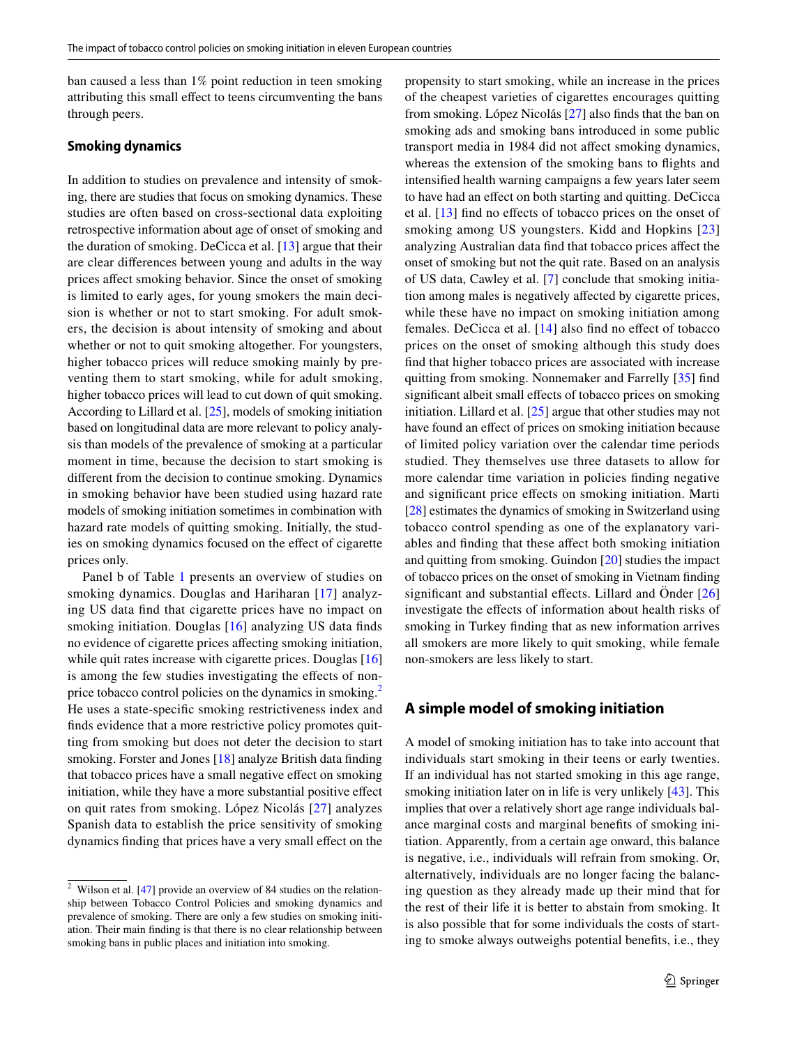ban caused a less than 1% point reduction in teen smoking attributing this small effect to teens circumventing the bans through peers.

### Smoking dynamics

In addition to studies on prevalence and intensity of smoking, there are studies that focus on smoking dynamics. These studies are often based on cross-sectional data exploiting retrospective information about age of onset of smoking and the duration of smoking. DeCicca et al. [13] argue that their are clear differences between young and adults in the way prices affect smoking behavior. Since the onset of smoking is limited to early ages, for young smokers the main decision is whether or not to start smoking. For adult smokers, the decision is about intensity of smoking and about whether or not to quit smoking altogether. For youngsters, higher tobacco prices will reduce smoking mainly by preventing them to start smoking, while for adult smoking, higher tobacco prices will lead to cut down of quit smoking. According to Lillard et al. [25], models of smoking initiation based on longitudinal data are more relevant to policy analysis than models of the prevalence of smoking at a particular moment in time, because the decision to start smoking is different from the decision to continue smoking. Dynamics in smoking behavior have been studied using hazard rate models of smoking initiation sometimes in combination with hazard rate models of quitting smoking. Initially, the studies on smoking dynamics focused on the effect of cigarette prices only.

Panel b of Table 1 presents an overview of studies on smoking dynamics. Douglas and Hariharan [17] analyzing US data find that cigarette prices have no impact on smoking initiation. Douglas [16] analyzing US data finds no evidence of cigarette prices affecting smoking initiation, while quit rates increase with cigarette prices. Douglas [16] is among the few studies investigating the effects of non-price tobacco control policies on the dynamics in smoking.[2] He uses a state-specific smoking restrictiveness index and finds evidence that a more restrictive policy promotes quitting from smoking but does not deter the decision to start smoking. Forster and Jones [18] analyze British data finding that tobacco prices have a small negative effect on smoking initiation, while they have a more substantial positive effect on quit rates from smoking. López Nicolás [27] analyzes Spanish data to establish the price sensitivity of smoking dynamics finding that prices have a very small effect on the propensity to start smoking, while an increase in the prices of the cheapest varieties of cigarettes encourages quitting from smoking. López Nicolás [27] also finds that the ban on smoking ads and smoking bans introduced in some public transport media in 1984 did not affect smoking dynamics, whereas the extension of the smoking bans to flights and intensified health warning campaigns a few years later seem to have had an effect on both starting and quitting. DeCicca et al. [13] find no effects of tobacco prices on the onset of smoking among US youngsters. Kidd and Hopkins [23] analyzing Australian data find that tobacco prices affect the onset of smoking but not the quit rate. Based on an analysis of US data, Cawley et al. [7] conclude that smoking initiation among males is negatively affected by cigarette prices, while these have no impact on smoking initiation among females. DeCicca et al. [14] also find no effect of tobacco prices on the onset of smoking although this study does find that higher tobacco prices are associated with increase quitting from smoking. Nonnemaker and Farrelly [35] find significant albeit small effects of tobacco prices on smoking initiation. Lillard et al. [25] argue that other studies may not have found an effect of prices on smoking initiation because of limited policy variation over the calendar time periods studied. They themselves use three datasets to allow for more calendar time variation in policies finding negative and significant price effects on smoking initiation. Marti [28] estimates the dynamics of smoking in Switzerland using tobacco control spending as one of the explanatory variables and finding that these affect both smoking initiation and quitting from smoking. Guindon [20] studies the impact of tobacco prices on the onset of smoking in Vietnam finding significant and substantial effects. Lillard and Önder [26] investigate the effects of information about health risks of smoking in Turkey finding that as new information arrives all smokers are more likely to quit smoking, while female non-smokers are less likely to start.

## A simple model of smoking initiation

A model of smoking initiation has to take into account that individuals start smoking in their teens or early twenties. If an individual has not started smoking in this age range, smoking initiation later on in life is very unlikely [43]. This implies that over a relatively short age range individuals balance marginal costs and marginal benefits of smoking initiation. Apparently, from a certain age onward, this balance is negative, i.e., individuals will refrain from smoking. Or, alternatively, individuals are no longer facing the balancing question as they already made up their mind that for the rest of their life it is better to abstain from smoking. It is also possible that for some individuals the costs of starting to smoke always outweighs potential benefits, i.e., they

[2] Wilson et al. [47] provide an overview of 84 studies on the relationship between Tobacco Control Policies and smoking dynamics and prevalence of smoking. There are only a few studies on smoking initiation. Their main finding is that there is no clear relationship between smoking bans in public places and initiation into smoking.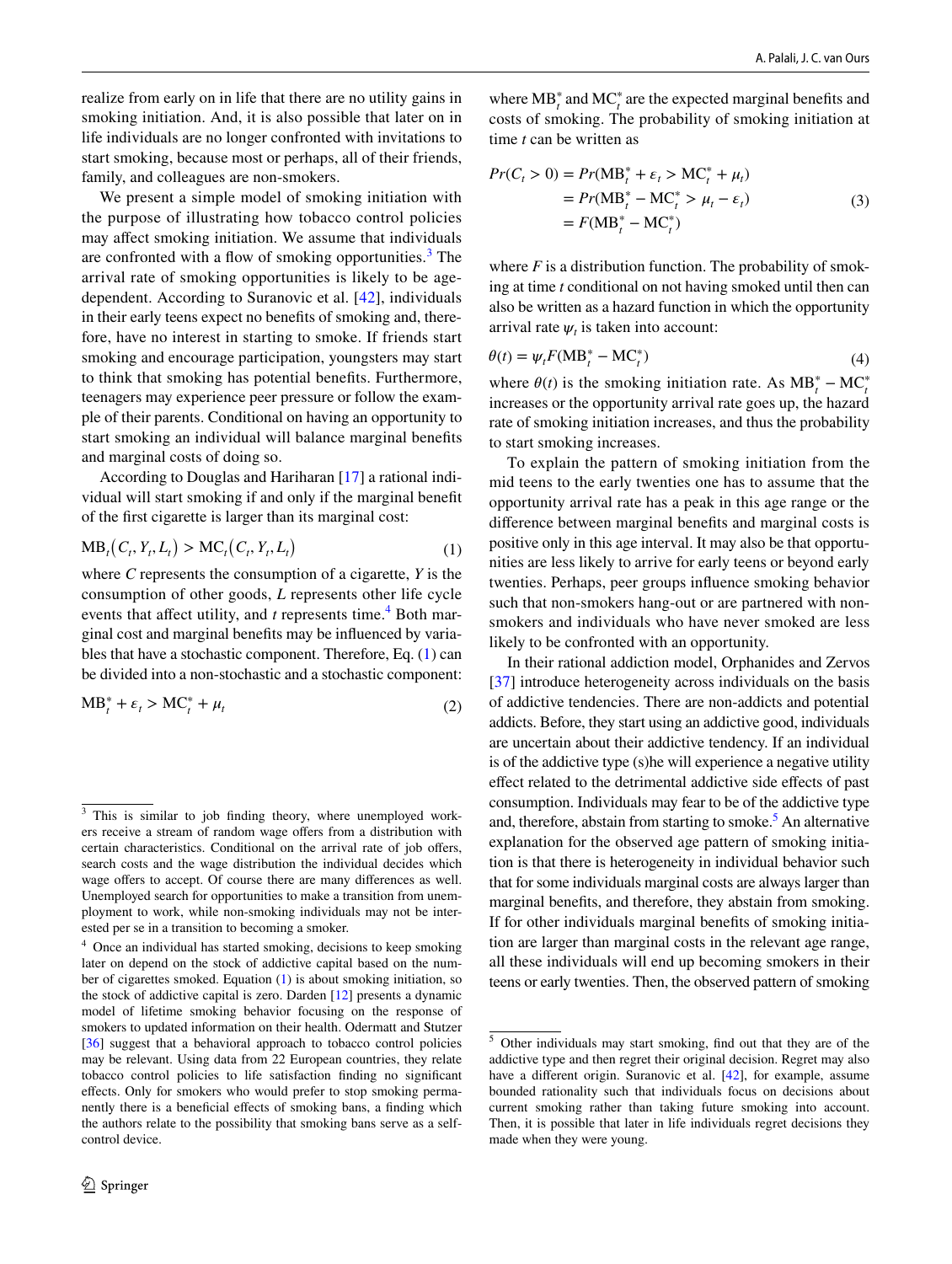realize from early on in life that there are no utility gains in smoking initiation. And, it is also possible that later on in life individuals are no longer confronted with invitations to start smoking, because most or perhaps, all of their friends, family, and colleagues are non-smokers.

We present a simple model of smoking initiation with the purpose of illustrating how tobacco control policies may affect smoking initiation. We assume that individuals are confronted with a flow of smoking opportunities.[3] The arrival rate of smoking opportunities is likely to be age-dependent. According to Suranovic et al. [42], individuals in their early teens expect no benefits of smoking and, therefore, have no interest in starting to smoke. If friends start smoking and encourage participation, youngsters may start to think that smoking has potential benefits. Furthermore, teenagers may experience peer pressure or follow the example of their parents. Conditional on having an opportunity to start smoking an individual will balance marginal benefits and marginal costs of doing so.

According to Douglas and Hariharan [17] a rational individual will start smoking if and only if the marginal benefit of the first cigarette is larger than its marginal cost:

$$\mathrm{MB}_t\left(C_t, Y_t, L_t\right) > \mathrm{MC}_t\left(C_t, Y_t, L_t\right) \tag{1}$$

where $C$ represents the consumption of a cigarette, $Y$ is the consumption of other goods, $L$ represents other life cycle events that affect utility, and $t$ represents time.[4] Both marginal cost and marginal benefits may be influenced by variables that have a stochastic component. Therefore, Eq. (1) can be divided into a non-stochastic and a stochastic component:

$$\mathrm{MB}_t^* + \varepsilon_t > \mathrm{MC}_t^* + \mu_t \tag{2}$$

where $\mathrm{MB}_t^*$ and $\mathrm{MC}_t^*$ are the expected marginal benefits and costs of smoking. The probability of smoking initiation at time $t$ can be written as

$$\begin{aligned} Pr(C_t > 0) &= Pr(\mathrm{MB}_t^* + \varepsilon_t > \mathrm{MC}_t^* + \mu_t) \\ &= Pr(\mathrm{MB}_t^* - \mathrm{MC}_t^* > \mu_t - \varepsilon_t) \\ &= F(\mathrm{MB}_t^* - \mathrm{MC}_t^*) \end{aligned} \tag{3}$$

where $F$ is a distribution function. The probability of smoking at time $t$ conditional on not having smoked until then can also be written as a hazard function in which the opportunity arrival rate $\psi_t$ is taken into account:

$$\theta(t) = \psi_t F(\mathrm{MB}_t^* - \mathrm{MC}_t^*) \tag{4}$$

where $\theta(t)$ is the smoking initiation rate. As $\mathrm{MB}_t^* - \mathrm{MC}_t^*$ increases or the opportunity arrival rate goes up, the hazard rate of smoking initiation increases, and thus the probability to start smoking increases.

To explain the pattern of smoking initiation from the mid teens to the early twenties one has to assume that the opportunity arrival rate has a peak in this age range or the difference between marginal benefits and marginal costs is positive only in this age interval. It may also be that opportunities are less likely to arrive for early teens or beyond early twenties. Perhaps, peer groups influence smoking behavior such that non-smokers hang-out or are partnered with non-smokers and individuals who have never smoked are less likely to be confronted with an opportunity.

In their rational addiction model, Orphanides and Zervos [37] introduce heterogeneity across individuals on the basis of addictive tendencies. There are non-addicts and potential addicts. Before, they start using an addictive good, individuals are uncertain about their addictive tendency. If an individual is of the addictive type (s)he will experience a negative utility effect related to the detrimental addictive side effects of past consumption. Individuals may fear to be of the addictive type and, therefore, abstain from starting to smoke.[5] An alternative explanation for the observed age pattern of smoking initiation is that there is heterogeneity in individual behavior such that for some individuals marginal costs are always larger than marginal benefits, and therefore, they abstain from smoking. If for other individuals marginal benefits of smoking initiation are larger than marginal costs in the relevant age range, all these individuals will end up becoming smokers in their teens or early twenties. Then, the observed pattern of smoking

---

[3] This is similar to job finding theory, where unemployed workers receive a stream of random wage offers from a distribution with certain characteristics. Conditional on the arrival rate of job offers, search costs and the wage distribution the individual decides which wage offers to accept. Of course there are many differences as well. Unemployed search for opportunities to make a transition from unemployment to work, while non-smoking individuals may not be interested per se in a transition to becoming a smoker.

[4] Once an individual has started smoking, decisions to keep smoking later on depend on the stock of addictive capital based on the number of cigarettes smoked. Equation (1) is about smoking initiation, so the stock of addictive capital is zero. Darden [12] presents a dynamic model of lifetime smoking behavior focusing on the response of smokers to updated information on their health. Odermatt and Stutzer [36] suggest that a behavioral approach to tobacco control policies may be relevant. Using data from 22 European countries, they relate tobacco control policies to life satisfaction finding no significant effects. Only for smokers who would prefer to stop smoking permanently there is a beneficial effects of smoking bans, a finding which the authors relate to the possibility that smoking bans serve as a self-control device.

[5] Other individuals may start smoking, find out that they are of the addictive type and then regret their original decision. Regret may also have a different origin. Suranovic et al. [42], for example, assume bounded rationality such that individuals focus on decisions about current smoking rather than taking future smoking into account. Then, it is possible that later in life individuals regret decisions they made when they were young.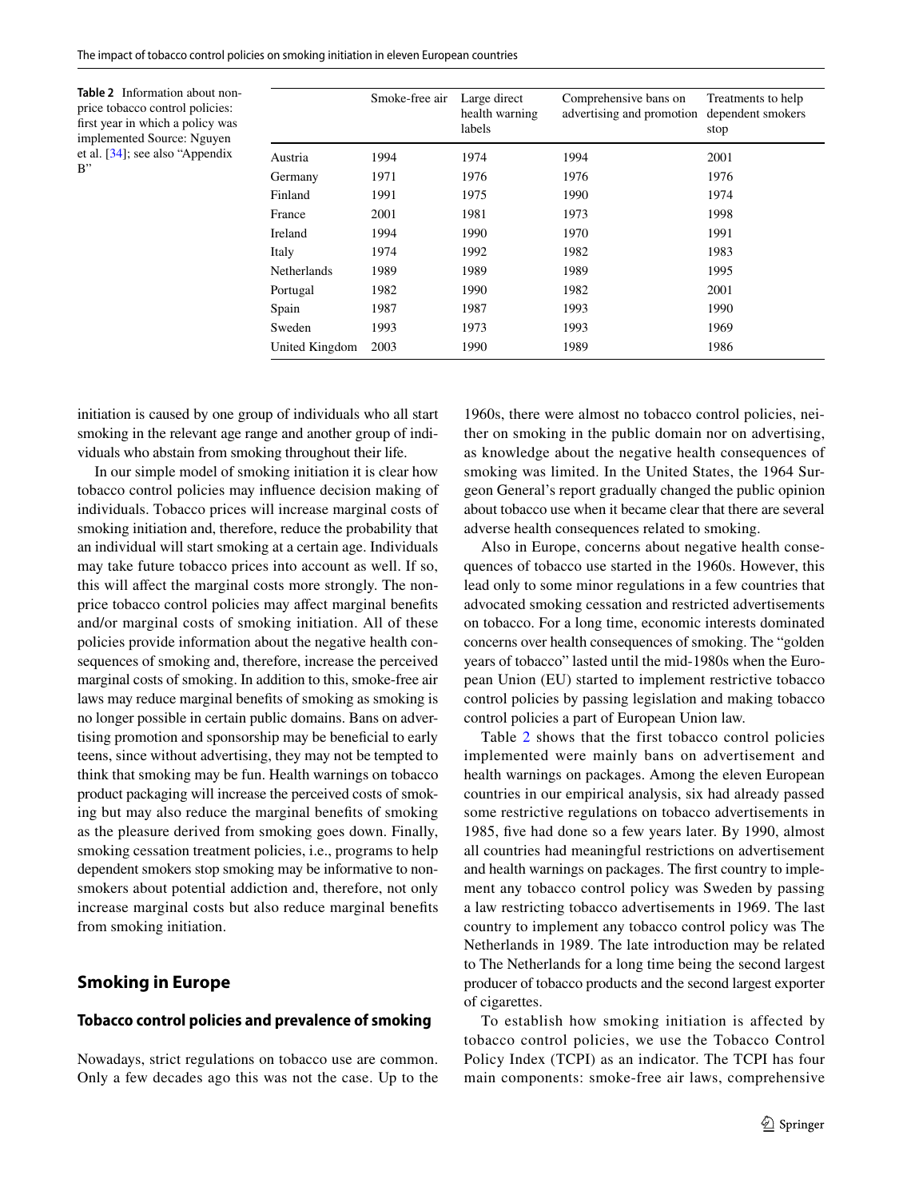**Table 2** Information about non-price tobacco control policies: first year in which a policy was implemented Source: Nguyen et al. [34]; see also "Appendix B"

| | Smoke-free air | Large direct health warning labels | Comprehensive bans on advertising and promotion | Treatments to help dependent smokers stop |
|---|---|---|---|---|
| Austria | 1994 | 1974 | 1994 | 2001 |
| Germany | 1971 | 1976 | 1976 | 1976 |
| Finland | 1991 | 1975 | 1990 | 1974 |
| France | 2001 | 1981 | 1973 | 1998 |
| Ireland | 1994 | 1990 | 1970 | 1991 |
| Italy | 1974 | 1992 | 1982 | 1983 |
| Netherlands | 1989 | 1989 | 1989 | 1995 |
| Portugal | 1982 | 1990 | 1982 | 2001 |
| Spain | 1987 | 1987 | 1993 | 1990 |
| Sweden | 1993 | 1973 | 1993 | 1969 |
| United Kingdom | 2003 | 1990 | 1989 | 1986 |

initiation is caused by one group of individuals who all start smoking in the relevant age range and another group of individuals who abstain from smoking throughout their life.

In our simple model of smoking initiation it is clear how tobacco control policies may influence decision making of individuals. Tobacco prices will increase marginal costs of smoking initiation and, therefore, reduce the probability that an individual will start smoking at a certain age. Individuals may take future tobacco prices into account as well. If so, this will affect the marginal costs more strongly. The non-price tobacco control policies may affect marginal benefits and/or marginal costs of smoking initiation. All of these policies provide information about the negative health consequences of smoking and, therefore, increase the perceived marginal costs of smoking. In addition to this, smoke-free air laws may reduce marginal benefits of smoking as smoking is no longer possible in certain public domains. Bans on advertising promotion and sponsorship may be beneficial to early teens, since without advertising, they may not be tempted to think that smoking may be fun. Health warnings on tobacco product packaging will increase the perceived costs of smoking but may also reduce the marginal benefits of smoking as the pleasure derived from smoking goes down. Finally, smoking cessation treatment policies, i.e., programs to help dependent smokers stop smoking may be informative to non-smokers about potential addiction and, therefore, not only increase marginal costs but also reduce marginal benefits from smoking initiation.

## Smoking in Europe

### Tobacco control policies and prevalence of smoking

Nowadays, strict regulations on tobacco use are common. Only a few decades ago this was not the case. Up to the 1960s, there were almost no tobacco control policies, neither on smoking in the public domain nor on advertising, as knowledge about the negative health consequences of smoking was limited. In the United States, the 1964 Surgeon General's report gradually changed the public opinion about tobacco use when it became clear that there are several adverse health consequences related to smoking.

Also in Europe, concerns about negative health consequences of tobacco use started in the 1960s. However, this lead only to some minor regulations in a few countries that advocated smoking cessation and restricted advertisements on tobacco. For a long time, economic interests dominated concerns over health consequences of smoking. The "golden years of tobacco" lasted until the mid-1980s when the European Union (EU) started to implement restrictive tobacco control policies by passing legislation and making tobacco control policies a part of European Union law.

Table 2 shows that the first tobacco control policies implemented were mainly bans on advertisement and health warnings on packages. Among the eleven European countries in our empirical analysis, six had already passed some restrictive regulations on tobacco advertisements in 1985, five had done so a few years later. By 1990, almost all countries had meaningful restrictions on advertisement and health warnings on packages. The first country to implement any tobacco control policy was Sweden by passing a law restricting tobacco advertisements in 1969. The last country to implement any tobacco control policy was The Netherlands in 1989. The late introduction may be related to The Netherlands for a long time being the second largest producer of tobacco products and the second largest exporter of cigarettes.

To establish how smoking initiation is affected by tobacco control policies, we use the Tobacco Control Policy Index (TCPI) as an indicator. The TCPI has four main components: smoke-free air laws, comprehensive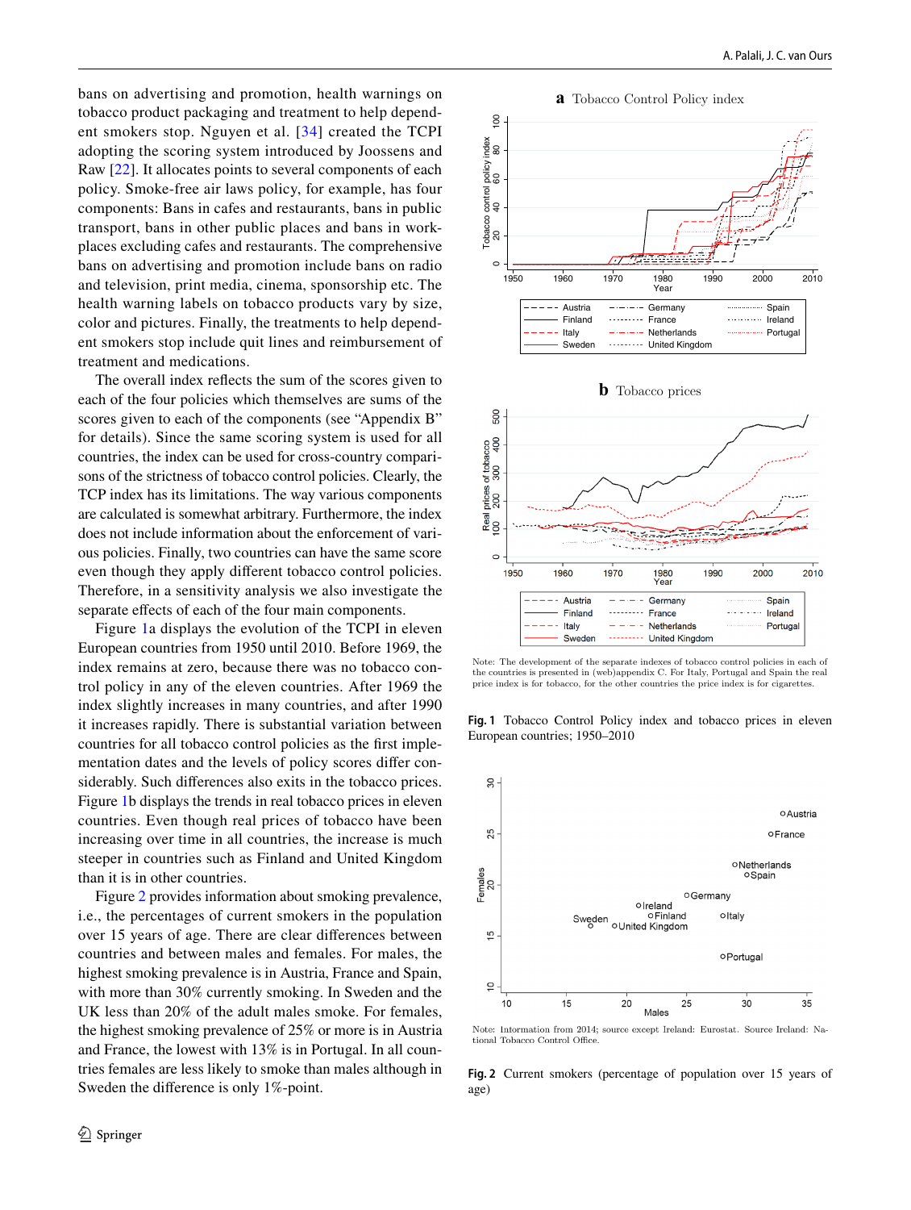bans on advertising and promotion, health warnings on tobacco product packaging and treatment to help dependent smokers stop. Nguyen et al. [34] created the TCPI adopting the scoring system introduced by Joossens and Raw [22]. It allocates points to several components of each policy. Smoke-free air laws policy, for example, has four components: Bans in cafes and restaurants, bans in public transport, bans in other public places and bans in workplaces excluding cafes and restaurants. The comprehensive bans on advertising and promotion include bans on radio and television, print media, cinema, sponsorship etc. The health warning labels on tobacco products vary by size, color and pictures. Finally, the treatments to help dependent smokers stop include quit lines and reimbursement of treatment and medications.

The overall index reflects the sum of the scores given to each of the four policies which themselves are sums of the scores given to each of the components (see "Appendix B" for details). Since the same scoring system is used for all countries, the index can be used for cross-country comparisons of the strictness of tobacco control policies. Clearly, the TCP index has its limitations. The way various components are calculated is somewhat arbitrary. Furthermore, the index does not include information about the enforcement of various policies. Finally, two countries can have the same score even though they apply different tobacco control policies. Therefore, in a sensitivity analysis we also investigate the separate effects of each of the four main components.

Figure 1a displays the evolution of the TCPI in eleven European countries from 1950 until 2010. Before 1969, the index remains at zero, because there was no tobacco control policy in any of the eleven countries. After 1969 the index slightly increases in many countries, and after 1990 it increases rapidly. There is substantial variation between countries for all tobacco control policies as the first implementation dates and the levels of policy scores differ considerably. Such differences also exits in the tobacco prices. Figure 1b displays the trends in real tobacco prices in eleven countries. Even though real prices of tobacco have been increasing over time in all countries, the increase is much steeper in countries such as Finland and United Kingdom than it is in other countries.

Figure 2 provides information about smoking prevalence, i.e., the percentages of current smokers in the population over 15 years of age. There are clear differences between countries and between males and females. For males, the highest smoking prevalence is in Austria, France and Spain, with more than 30% currently smoking. In Sweden and the UK less than 20% of the adult males smoke. For females, the highest smoking prevalence of 25% or more is in Austria and France, the lowest with 13% is in Portugal. In all countries females are less likely to smoke than males although in Sweden the difference is only 1%-point.

**a** Tobacco Control Policy index

**b** Tobacco prices

Note: The development of the separate indexes of tobacco control policies in each of the countries is presented in (web)appendix C. For Italy, Portugal and Spain the real price index is for tobacco, for the other countries the price index is for cigarettes.

**Fig. 1** Tobacco Control Policy index and tobacco prices in eleven European countries; 1950–2010

Note: Information from 2014; source except Ireland: Eurostat. Source Ireland: National Tobacco Control Office.

**Fig. 2** Current smokers (percentage of population over 15 years of age)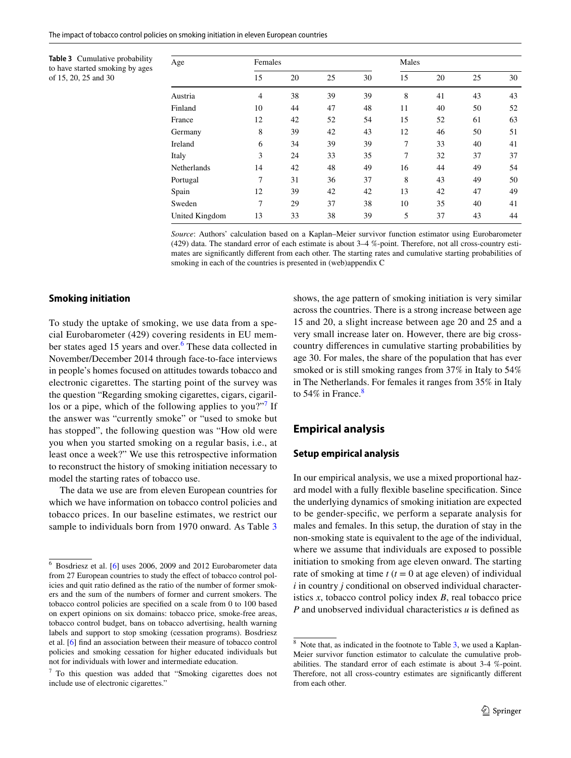**Table 3** Cumulative probability to have started smoking by ages of 15, 20, 25 and 30

| Age | Females | | | | Males | | | |
|---|---|---|---|---|---|---|---|---|
| | 15 | 20 | 25 | 30 | 15 | 20 | 25 | 30 |
| Austria | 4 | 38 | 39 | 39 | 8 | 41 | 43 | 43 |
| Finland | 10 | 44 | 47 | 48 | 11 | 40 | 50 | 52 |
| France | 12 | 42 | 52 | 54 | 15 | 52 | 61 | 63 |
| Germany | 8 | 39 | 42 | 43 | 12 | 46 | 50 | 51 |
| Ireland | 6 | 34 | 39 | 39 | 7 | 33 | 40 | 41 |
| Italy | 3 | 24 | 33 | 35 | 7 | 32 | 37 | 37 |
| Netherlands | 14 | 42 | 48 | 49 | 16 | 44 | 49 | 54 |
| Portugal | 7 | 31 | 36 | 37 | 8 | 43 | 49 | 50 |
| Spain | 12 | 39 | 42 | 42 | 13 | 42 | 47 | 49 |
| Sweden | 7 | 29 | 37 | 38 | 10 | 35 | 40 | 41 |
| United Kingdom | 13 | 33 | 38 | 39 | 5 | 37 | 43 | 44 |

*Source*: Authors' calculation based on a Kaplan–Meier survivor function estimator using Eurobarometer (429) data. The standard error of each estimate is about 3–4 %-point. Therefore, not all cross-country estimates are significantly different from each other. The starting rates and cumulative starting probabilities of smoking in each of the countries is presented in (web)appendix C

### Smoking initiation

To study the uptake of smoking, we use data from a special Eurobarometer (429) covering residents in EU member states aged 15 years and over.[6] These data collected in November/December 2014 through face-to-face interviews in people's homes focused on attitudes towards tobacco and electronic cigarettes. The starting point of the survey was the question "Regarding smoking cigarettes, cigars, cigarillos or a pipe, which of the following applies to you?"[7] If the answer was "currently smoke" or "used to smoke but has stopped", the following question was "How old were you when you started smoking on a regular basis, i.e., at least once a week?" We use this retrospective information to reconstruct the history of smoking initiation necessary to model the starting rates of tobacco use.

The data we use are from eleven European countries for which we have information on tobacco control policies and tobacco prices. In our baseline estimates, we restrict our sample to individuals born from 1970 onward. As Table 3 shows, the age pattern of smoking initiation is very similar across the countries. There is a strong increase between age 15 and 20, a slight increase between age 20 and 25 and a very small increase later on. However, there are big cross-country differences in cumulative starting probabilities by age 30. For males, the share of the population that has ever smoked or is still smoking ranges from 37% in Italy to 54% in The Netherlands. For females it ranges from 35% in Italy to 54% in France.[8]

## Empirical analysis

### Setup empirical analysis

In our empirical analysis, we use a mixed proportional hazard model with a fully flexible baseline specification. Since the underlying dynamics of smoking initiation are expected to be gender-specific, we perform a separate analysis for males and females. In this setup, the duration of stay in the non-smoking state is equivalent to the age of the individual, where we assume that individuals are exposed to possible initiation to smoking from age eleven onward. The starting rate of smoking at time $t$ ($t = 0$ at age eleven) of individual $i$ in country $j$ conditional on observed individual characteristics $x$, tobacco control policy index $B$, real tobacco price $P$ and unobserved individual characteristics $u$ is defined as

[6] Bosdriesz et al. [6] uses 2006, 2009 and 2012 Eurobarometer data from 27 European countries to study the effect of tobacco control policies and quit ratio defined as the ratio of the number of former smokers and the sum of the numbers of former and current smokers. The tobacco control policies are specified on a scale from 0 to 100 based on expert opinions on six domains: tobacco price, smoke-free areas, tobacco control budget, bans on tobacco advertising, health warning labels and support to stop smoking (cessation programs). Bosdriesz et al. [6] find an association between their measure of tobacco control policies and smoking cessation for higher educated individuals but not for individuals with lower and intermediate education.

[7] To this question was added that "Smoking cigarettes does not include use of electronic cigarettes."

[8] Note that, as indicated in the footnote to Table 3, we used a Kaplan-Meier survivor function estimator to calculate the cumulative probabilities. The standard error of each estimate is about 3-4 %-point. Therefore, not all cross-country estimates are significantly different from each other.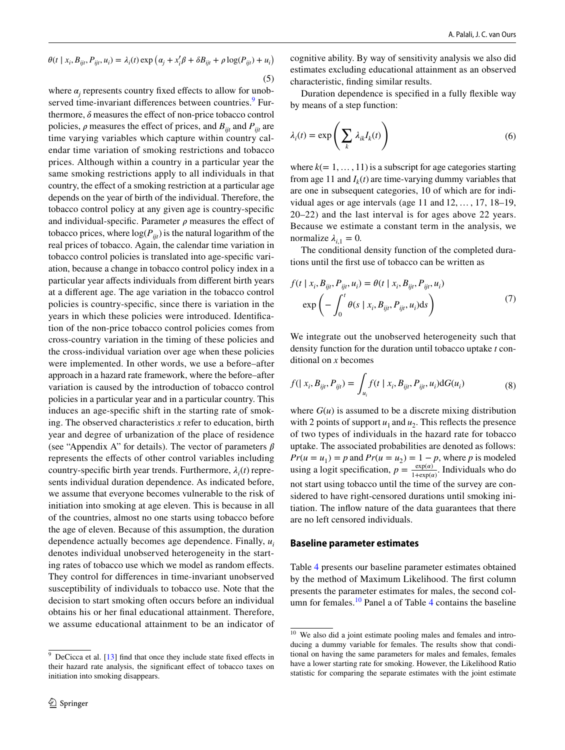$$\theta(t \mid x_i, B_{ijt}, P_{ijt}, u_i) = \lambda_i(t) \exp\left(\alpha_j + x_i'\beta + \delta B_{ijt} + \rho \log(P_{ijt}) + u_i\right) \tag{5}$$

where $\alpha_j$ represents country fixed effects to allow for unobserved time-invariant differences between countries.[9] Furthermore, $\delta$ measures the effect of non-price tobacco control policies, $\rho$ measures the effect of prices, and $B_{ijt}$ and $P_{ijt}$ are time varying variables which capture within country calendar time variation of smoking restrictions and tobacco prices. Although within a country in a particular year the same smoking restrictions apply to all individuals in that country, the effect of a smoking restriction at a particular age depends on the year of birth of the individual. Therefore, the tobacco control policy at any given age is country-specific and individual-specific. Parameter $\rho$ measures the effect of tobacco prices, where $\log(P_{ijt})$ is the natural logarithm of the real prices of tobacco. Again, the calendar time variation in tobacco control policies is translated into age-specific variation, because a change in tobacco control policy index in a particular year affects individuals from different birth years at a different age. The age variation in the tobacco control policies is country-specific, since there is variation in the years in which these policies were introduced. Identification of the non-price tobacco control policies comes from cross-country variation in the timing of these policies and the cross-individual variation over age when these policies were implemented. In other words, we use a before–after approach in a hazard rate framework, where the before–after variation is caused by the introduction of tobacco control policies in a particular year and in a particular country. This induces an age-specific shift in the starting rate of smoking. The observed characteristics $x$ refer to education, birth year and degree of urbanization of the place of residence (see "Appendix A" for details). The vector of parameters $\beta$ represents the effects of other control variables including country-specific birth year trends. Furthermore, $\lambda_i(t)$ represents individual duration dependence. As indicated before, we assume that everyone becomes vulnerable to the risk of initiation into smoking at age eleven. This is because in all of the countries, almost no one starts using tobacco before the age of eleven. Because of this assumption, the duration dependence actually becomes age dependence. Finally, $u_i$ denotes individual unobserved heterogeneity in the starting rates of tobacco use which we model as random effects. They control for differences in time-invariant unobserved susceptibility of individuals to tobacco use. Note that the decision to start smoking often occurs before an individual obtains his or her final educational attainment. Therefore, we assume educational attainment to be an indicator of cognitive ability. By way of sensitivity analysis we also did estimates excluding educational attainment as an observed characteristic, finding similar results.

Duration dependence is specified in a fully flexible way by means of a step function:

$$\lambda_i(t) = \exp\left(\sum_k \lambda_{ik} I_k(t)\right) \tag{6}$$

where $k(= 1, \ldots, 11)$ is a subscript for age categories starting from age 11 and $I_k(t)$ are time-varying dummy variables that are one in subsequent categories, 10 of which are for individual ages or age intervals (age 11 and 12, …, 17, 18–19, 20–22) and the last interval is for ages above 22 years. Because we estimate a constant term in the analysis, we normalize $\lambda_{i,1} = 0$.

The conditional density function of the completed durations until the first use of tobacco can be written as

$$f(t \mid x_i, B_{ijt}, P_{ijt}, u_i) = \theta(t \mid x_i, B_{ijt}, P_{ijt}, u_i) \exp\left(-\int_0^t \theta(s \mid x_i, B_{ijt}, P_{ijt}, u_i) \mathrm{d}s\right) \tag{7}$$

We integrate out the unobserved heterogeneity such that density function for the duration until tobacco uptake $t$ conditional on $x$ becomes

$$f(| x_i, B_{ijt}, P_{ijt}) = \int_{u_i} f(t \mid x_i, B_{ijt}, P_{ijt}, u_i) \mathrm{d}G(u_i) \tag{8}$$

where $G(u)$ is assumed to be a discrete mixing distribution with 2 points of support $u_1$ and $u_2$. This reflects the presence of two types of individuals in the hazard rate for tobacco uptake. The associated probabilities are denoted as follows: $Pr(u = u_1) = p$ and $Pr(u = u_2) = 1 - p$, where $p$ is modeled using a logit specification, $p = \frac{\exp(\alpha)}{1+\exp(\alpha)}$. Individuals who do not start using tobacco until the time of the survey are considered to have right-censored durations until smoking initiation. The inflow nature of the data guarantees that there are no left censored individuals.

## Baseline parameter estimates

Table 4 presents our baseline parameter estimates obtained by the method of Maximum Likelihood. The first column presents the parameter estimates for males, the second column for females.[10] Panel a of Table 4 contains the baseline

---

[9] DeCicca et al. [13] find that once they include state fixed effects in their hazard rate analysis, the significant effect of tobacco taxes on initiation into smoking disappears.

[10] We also did a joint estimate pooling males and females and introducing a dummy variable for females. The results show that conditional on having the same parameters for males and females, females have a lower starting rate for smoking. However, the Likelihood Ratio statistic for comparing the separate estimates with the joint estimate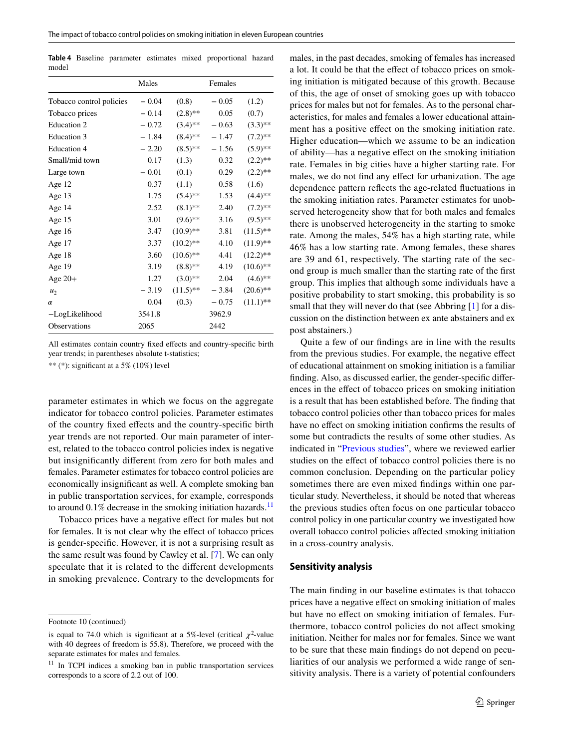**Table 4** Baseline parameter estimates mixed proportional hazard model

| | Males | | Females | |
|---|---|---|---|---|
| Tobacco control policies | − 0.04 | (0.8) | − 0.05 | (1.2) |
| Tobacco prices | − 0.14 | (2.8)** | 0.05 | (0.7) |
| Education 2 | − 0.72 | (3.4)** | − 0.63 | (3.3)** |
| Education 3 | − 1.84 | (8.4)** | − 1.47 | (7.2)** |
| Education 4 | − 2.20 | (8.5)** | − 1.56 | (5.9)** |
| Small/mid town | 0.17 | (1.3) | 0.32 | (2.2)** |
| Large town | − 0.01 | (0.1) | 0.29 | (2.2)** |
| Age 12 | 0.37 | (1.1) | 0.58 | (1.6) |
| Age 13 | 1.75 | (5.4)** | 1.53 | (4.4)** |
| Age 14 | 2.52 | (8.1)** | 2.40 | (7.2)** |
| Age 15 | 3.01 | (9.6)** | 3.16 | (9.5)** |
| Age 16 | 3.47 | (10.9)** | 3.81 | (11.5)** |
| Age 17 | 3.37 | (10.2)** | 4.10 | (11.9)** |
| Age 18 | 3.60 | (10.6)** | 4.41 | (12.2)** |
| Age 19 | 3.19 | (8.8)** | 4.19 | (10.6)** |
| Age 20+ | 1.27 | (3.0)** | 2.04 | (4.6)** |
| $u_2$ | − 3.19 | (11.5)** | − 3.84 | (20.6)** |
| $\alpha$ | 0.04 | (0.3) | − 0.75 | (11.1)** |
| −LogLikelihood | 3541.8 | | 3962.9 | |
| Observations | 2065 | | 2442 | |

All estimates contain country fixed effects and country-specific birth year trends; in parentheses absolute t-statistics;

** (*): significant at a 5% (10%) level

parameter estimates in which we focus on the aggregate indicator for tobacco control policies. Parameter estimates of the country fixed effects and the country-specific birth year trends are not reported. Our main parameter of interest, related to the tobacco control policies index is negative but insignificantly different from zero for both males and females. Parameter estimates for tobacco control policies are economically insignificant as well. A complete smoking ban in public transportation services, for example, corresponds to around 0.1% decrease in the smoking initiation hazards.[11]

Tobacco prices have a negative effect for males but not for females. It is not clear why the effect of tobacco prices is gender-specific. However, it is not a surprising result as the same result was found by Cawley et al. [7]. We can only speculate that it is related to the different developments in smoking prevalence. Contrary to the developments for males, in the past decades, smoking of females has increased a lot. It could be that the effect of tobacco prices on smoking initiation is mitigated because of this growth. Because of this, the age of onset of smoking goes up with tobacco prices for males but not for females. As to the personal characteristics, for males and females a lower educational attainment has a positive effect on the smoking initiation rate. Higher education—which we assume to be an indication of ability—has a negative effect on the smoking initiation rate. Females in big cities have a higher starting rate. For males, we do not find any effect for urbanization. The age dependence pattern reflects the age-related fluctuations in the smoking initiation rates. Parameter estimates for unobserved heterogeneity show that for both males and females there is unobserved heterogeneity in the starting to smoke rate. Among the males, 54% has a high starting rate, while 46% has a low starting rate. Among females, these shares are 39 and 61, respectively. The starting rate of the second group is much smaller than the starting rate of the first group. This implies that although some individuals have a positive probability to start smoking, this probability is so small that they will never do that (see Abbring [1] for a discussion on the distinction between ex ante abstainers and ex post abstainers.)

Quite a few of our findings are in line with the results from the previous studies. For example, the negative effect of educational attainment on smoking initiation is a familiar finding. Also, as discussed earlier, the gender-specific differences in the effect of tobacco prices on smoking initiation is a result that has been established before. The finding that tobacco control policies other than tobacco prices for males have no effect on smoking initiation confirms the results of some but contradicts the results of some other studies. As indicated in "Previous studies", where we reviewed earlier studies on the effect of tobacco control policies there is no common conclusion. Depending on the particular policy sometimes there are even mixed findings within one particular study. Nevertheless, it should be noted that whereas the previous studies often focus on one particular tobacco control policy in one particular country we investigated how overall tobacco control policies affected smoking initiation in a cross-country analysis.

## Sensitivity analysis

The main finding in our baseline estimates is that tobacco prices have a negative effect on smoking initiation of males but have no effect on smoking initiation of females. Furthermore, tobacco control policies do not affect smoking initiation. Neither for males nor for females. Since we want to be sure that these main findings do not depend on peculiarities of our analysis we performed a wide range of sensitivity analysis. There is a variety of potential confounders

Footnote 10 (continued)

is equal to 74.0 which is significant at a 5%-level (critical $\chi^2$-value with 40 degrees of freedom is 55.8). Therefore, we proceed with the separate estimates for males and females.

[11] In TCPI indices a smoking ban in public transportation services corresponds to a score of 2.2 out of 100.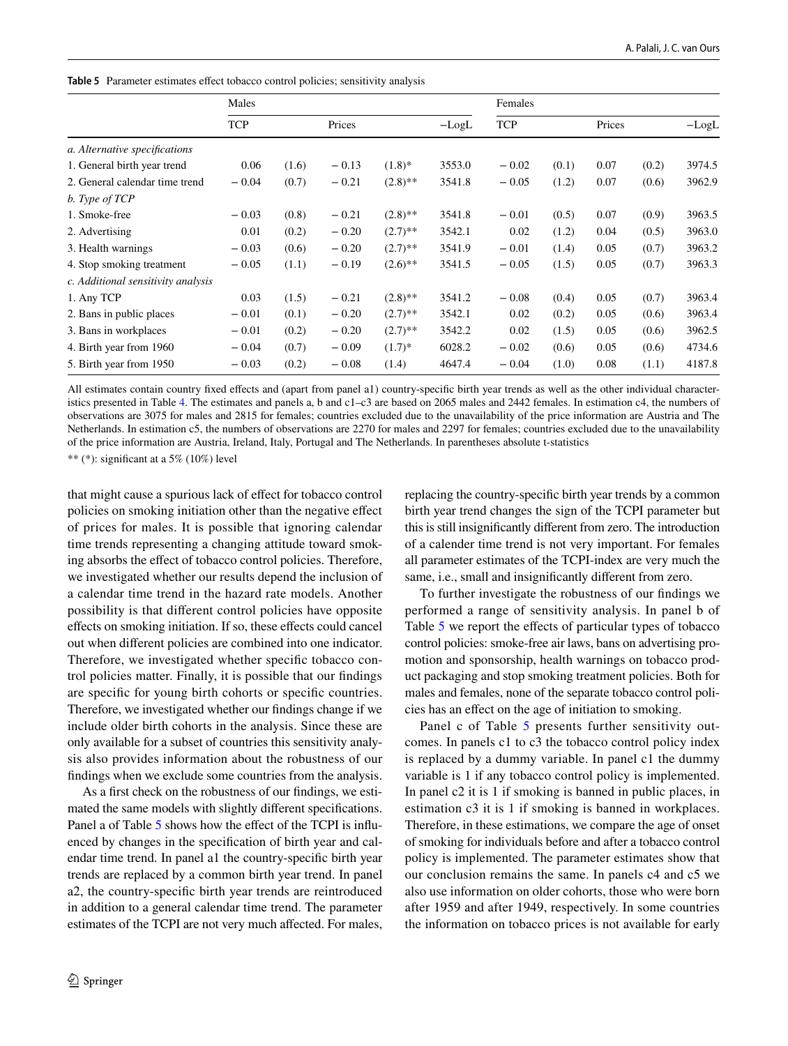**Table 5** Parameter estimates effect tobacco control policies; sensitivity analysis

| | Males | | | | | Females | | | | |
|---|---|---|---|---|---|---|---|---|---|---|
| | TCP | | Prices | | −LogL | TCP | | Prices | | −LogL |
| *a. Alternative specifications* | | | | | | | | | | |
| 1. General birth year trend | 0.06 | (1.6) | − 0.13 | (1.8)* | 3553.0 | − 0.02 | (0.1) | 0.07 | (0.2) | 3974.5 |
| 2. General calendar time trend | − 0.04 | (0.7) | − 0.21 | (2.8)** | 3541.8 | − 0.05 | (1.2) | 0.07 | (0.6) | 3962.9 |
| *b. Type of TCP* | | | | | | | | | | |
| 1. Smoke-free | − 0.03 | (0.8) | − 0.21 | (2.8)** | 3541.8 | − 0.01 | (0.5) | 0.07 | (0.9) | 3963.5 |
| 2. Advertising | 0.01 | (0.2) | − 0.20 | (2.7)** | 3542.1 | 0.02 | (1.2) | 0.04 | (0.5) | 3963.0 |
| 3. Health warnings | − 0.03 | (0.6) | − 0.20 | (2.7)** | 3541.9 | − 0.01 | (1.4) | 0.05 | (0.7) | 3963.2 |
| 4. Stop smoking treatment | − 0.05 | (1.1) | − 0.19 | (2.6)** | 3541.5 | − 0.05 | (1.5) | 0.05 | (0.7) | 3963.3 |
| *c. Additional sensitivity analysis* | | | | | | | | | | |
| 1. Any TCP | 0.03 | (1.5) | − 0.21 | (2.8)** | 3541.2 | − 0.08 | (0.4) | 0.05 | (0.7) | 3963.4 |
| 2. Bans in public places | − 0.01 | (0.1) | − 0.20 | (2.7)** | 3542.1 | 0.02 | (0.2) | 0.05 | (0.6) | 3963.4 |
| 3. Bans in workplaces | − 0.01 | (0.2) | − 0.20 | (2.7)** | 3542.2 | 0.02 | (1.5) | 0.05 | (0.6) | 3962.5 |
| 4. Birth year from 1960 | − 0.04 | (0.7) | − 0.09 | (1.7)* | 6028.2 | − 0.02 | (0.6) | 0.05 | (0.6) | 4734.6 |
| 5. Birth year from 1950 | − 0.03 | (0.2) | − 0.08 | (1.4) | 4647.4 | − 0.04 | (1.0) | 0.08 | (1.1) | 4187.8 |

All estimates contain country fixed effects and (apart from panel a1) country-specific birth year trends as well as the other individual characteristics presented in Table 4. The estimates and panels a, b and c1–c3 are based on 2065 males and 2442 females. In estimation c4, the numbers of observations are 3075 for males and 2815 for females; countries excluded due to the unavailability of the price information are Austria and The Netherlands. In estimation c5, the numbers of observations are 2270 for males and 2297 for females; countries excluded due to the unavailability of the price information are Austria, Ireland, Italy, Portugal and The Netherlands. In parentheses absolute t-statistics

** (*): significant at a 5% (10%) level

that might cause a spurious lack of effect for tobacco control policies on smoking initiation other than the negative effect of prices for males. It is possible that ignoring calendar time trends representing a changing attitude toward smoking absorbs the effect of tobacco control policies. Therefore, we investigated whether our results depend the inclusion of a calendar time trend in the hazard rate models. Another possibility is that different control policies have opposite effects on smoking initiation. If so, these effects could cancel out when different policies are combined into one indicator. Therefore, we investigated whether specific tobacco control policies matter. Finally, it is possible that our findings are specific for young birth cohorts or specific countries. Therefore, we investigated whether our findings change if we include older birth cohorts in the analysis. Since these are only available for a subset of countries this sensitivity analysis also provides information about the robustness of our findings when we exclude some countries from the analysis.

As a first check on the robustness of our findings, we estimated the same models with slightly different specifications. Panel a of Table 5 shows how the effect of the TCPI is influenced by changes in the specification of birth year and calendar time trend. In panel a1 the country-specific birth year trends are replaced by a common birth year trend. In panel a2, the country-specific birth year trends are reintroduced in addition to a general calendar time trend. The parameter estimates of the TCPI are not very much affected. For males, replacing the country-specific birth year trends by a common birth year trend changes the sign of the TCPI parameter but this is still insignificantly different from zero. The introduction of a calender time trend is not very important. For females all parameter estimates of the TCPI-index are very much the same, i.e., small and insignificantly different from zero.

To further investigate the robustness of our findings we performed a range of sensitivity analysis. In panel b of Table 5 we report the effects of particular types of tobacco control policies: smoke-free air laws, bans on advertising promotion and sponsorship, health warnings on tobacco product packaging and stop smoking treatment policies. Both for males and females, none of the separate tobacco control policies has an effect on the age of initiation to smoking.

Panel c of Table 5 presents further sensitivity outcomes. In panels c1 to c3 the tobacco control policy index is replaced by a dummy variable. In panel c1 the dummy variable is 1 if any tobacco control policy is implemented. In panel c2 it is 1 if smoking is banned in public places, in estimation c3 it is 1 if smoking is banned in workplaces. Therefore, in these estimations, we compare the age of onset of smoking for individuals before and after a tobacco control policy is implemented. The parameter estimates show that our conclusion remains the same. In panels c4 and c5 we also use information on older cohorts, those who were born after 1959 and after 1949, respectively. In some countries the information on tobacco prices is not available for early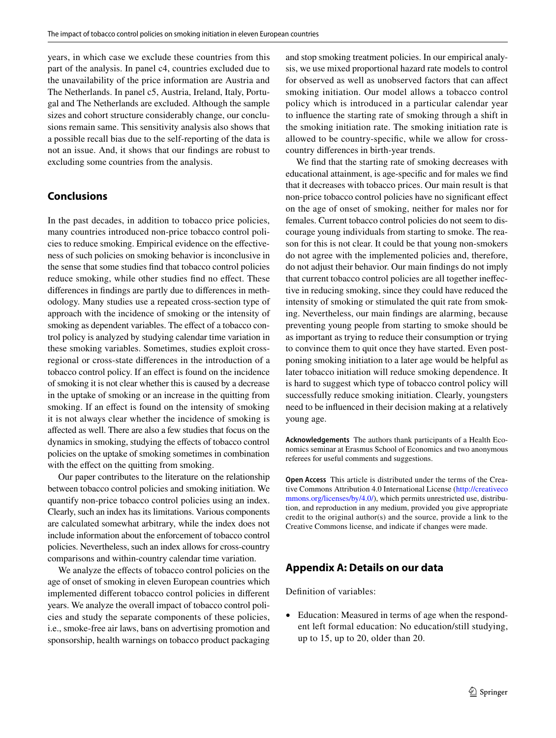years, in which case we exclude these countries from this part of the analysis. In panel c4, countries excluded due to the unavailability of the price information are Austria and The Netherlands. In panel c5, Austria, Ireland, Italy, Portugal and The Netherlands are excluded. Although the sample sizes and cohort structure considerably change, our conclusions remain same. This sensitivity analysis also shows that a possible recall bias due to the self-reporting of the data is not an issue. And, it shows that our findings are robust to excluding some countries from the analysis.

## Conclusions

In the past decades, in addition to tobacco price policies, many countries introduced non-price tobacco control policies to reduce smoking. Empirical evidence on the effectiveness of such policies on smoking behavior is inconclusive in the sense that some studies find that tobacco control policies reduce smoking, while other studies find no effect. These differences in findings are partly due to differences in methodology. Many studies use a repeated cross-section type of approach with the incidence of smoking or the intensity of smoking as dependent variables. The effect of a tobacco control policy is analyzed by studying calendar time variation in these smoking variables. Sometimes, studies exploit cross-regional or cross-state differences in the introduction of a tobacco control policy. If an effect is found on the incidence of smoking it is not clear whether this is caused by a decrease in the uptake of smoking or an increase in the quitting from smoking. If an effect is found on the intensity of smoking it is not always clear whether the incidence of smoking is affected as well. There are also a few studies that focus on the dynamics in smoking, studying the effects of tobacco control policies on the uptake of smoking sometimes in combination with the effect on the quitting from smoking.

Our paper contributes to the literature on the relationship between tobacco control policies and smoking initiation. We quantify non-price tobacco control policies using an index. Clearly, such an index has its limitations. Various components are calculated somewhat arbitrary, while the index does not include information about the enforcement of tobacco control policies. Nevertheless, such an index allows for cross-country comparisons and within-country calendar time variation.

We analyze the effects of tobacco control policies on the age of onset of smoking in eleven European countries which implemented different tobacco control policies in different years. We analyze the overall impact of tobacco control policies and study the separate components of these policies, i.e., smoke-free air laws, bans on advertising promotion and sponsorship, health warnings on tobacco product packaging and stop smoking treatment policies. In our empirical analysis, we use mixed proportional hazard rate models to control for observed as well as unobserved factors that can affect smoking initiation. Our model allows a tobacco control policy which is introduced in a particular calendar year to influence the starting rate of smoking through a shift in the smoking initiation rate. The smoking initiation rate is allowed to be country-specific, while we allow for cross-country differences in birth-year trends.

We find that the starting rate of smoking decreases with educational attainment, is age-specific and for males we find that it decreases with tobacco prices. Our main result is that non-price tobacco control policies have no significant effect on the age of onset of smoking, neither for males nor for females. Current tobacco control policies do not seem to discourage young individuals from starting to smoke. The reason for this is not clear. It could be that young non-smokers do not agree with the implemented policies and, therefore, do not adjust their behavior. Our main findings do not imply that current tobacco control policies are all together ineffective in reducing smoking, since they could have reduced the intensity of smoking or stimulated the quit rate from smoking. Nevertheless, our main findings are alarming, because preventing young people from starting to smoke should be as important as trying to reduce their consumption or trying to convince them to quit once they have started. Even postponing smoking initiation to a later age would be helpful as later tobacco initiation will reduce smoking dependence. It is hard to suggest which type of tobacco control policy will successfully reduce smoking initiation. Clearly, youngsters need to be influenced in their decision making at a relatively young age.

**Acknowledgements** The authors thank participants of a Health Economics seminar at Erasmus School of Economics and two anonymous referees for useful comments and suggestions.

**Open Access** This article is distributed under the terms of the Creative Commons Attribution 4.0 International License (http://creativecommons.org/licenses/by/4.0/), which permits unrestricted use, distribution, and reproduction in any medium, provided you give appropriate credit to the original author(s) and the source, provide a link to the Creative Commons license, and indicate if changes were made.

## Appendix A: Details on our data

Definition of variables:

- Education: Measured in terms of age when the respondent left formal education: No education/still studying, up to 15, up to 20, older than 20.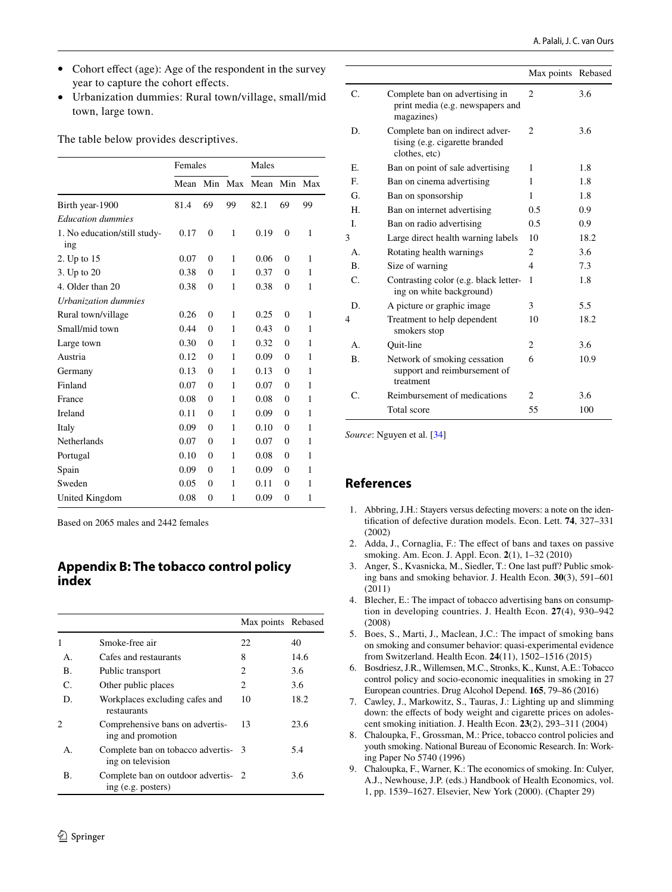- Cohort effect (age): Age of the respondent in the survey year to capture the cohort effects.
- Urbanization dummies: Rural town/village, small/mid town, large town.

The table below provides descriptives.

| | Females | | | Males | | |
|---|---|---|---|---|---|---|
| | Mean | Min | Max | Mean | Min | Max |
| Birth year-1900 | 81.4 | 69 | 99 | 82.1 | 69 | 99 |
| *Education dummies* | | | | | | |
| 1. No education/still studying | 0.17 | 0 | 1 | 0.19 | 0 | 1 |
| 2. Up to 15 | 0.07 | 0 | 1 | 0.06 | 0 | 1 |
| 3. Up to 20 | 0.38 | 0 | 1 | 0.37 | 0 | 1 |
| 4. Older than 20 | 0.38 | 0 | 1 | 0.38 | 0 | 1 |
| *Urbanization dummies* | | | | | | |
| Rural town/village | 0.26 | 0 | 1 | 0.25 | 0 | 1 |
| Small/mid town | 0.44 | 0 | 1 | 0.43 | 0 | 1 |
| Large town | 0.30 | 0 | 1 | 0.32 | 0 | 1 |
| Austria | 0.12 | 0 | 1 | 0.09 | 0 | 1 |
| Germany | 0.13 | 0 | 1 | 0.13 | 0 | 1 |
| Finland | 0.07 | 0 | 1 | 0.07 | 0 | 1 |
| France | 0.08 | 0 | 1 | 0.08 | 0 | 1 |
| Ireland | 0.11 | 0 | 1 | 0.09 | 0 | 1 |
| Italy | 0.09 | 0 | 1 | 0.10 | 0 | 1 |
| Netherlands | 0.07 | 0 | 1 | 0.07 | 0 | 1 |
| Portugal | 0.10 | 0 | 1 | 0.08 | 0 | 1 |
| Spain | 0.09 | 0 | 1 | 0.09 | 0 | 1 |
| Sweden | 0.05 | 0 | 1 | 0.11 | 0 | 1 |
| United Kingdom | 0.08 | 0 | 1 | 0.09 | 0 | 1 |

Based on 2065 males and 2442 females

## Appendix B: The tobacco control policy index

| | | Max points | Rebased |
|---|---|---|---|
| 1 | Smoke-free air | 22 | 40 |
| A. | Cafes and restaurants | 8 | 14.6 |
| B. | Public transport | 2 | 3.6 |
| C. | Other public places | 2 | 3.6 |
| D. | Workplaces excluding cafes and restaurants | 10 | 18.2 |
| 2 | Comprehensive bans on advertising and promotion | 13 | 23.6 |
| A. | Complete ban on tobacco advertising on television | 3 | 5.4 |
| B. | Complete ban on outdoor advertising (e.g. posters) | 2 | 3.6 |
| C. | Complete ban on advertising in print media (e.g. newspapers and magazines) | 2 | 3.6 |
| D. | Complete ban on indirect advertising (e.g. cigarette branded clothes, etc) | 2 | 3.6 |
| E. | Ban on point of sale advertising | 1 | 1.8 |
| F. | Ban on cinema advertising | 1 | 1.8 |
| G. | Ban on sponsorship | 1 | 1.8 |
| H. | Ban on internet advertising | 0.5 | 0.9 |
| I. | Ban on radio advertising | 0.5 | 0.9 |
| 3 | Large direct health warning labels | 10 | 18.2 |
| A. | Rotating health warnings | 2 | 3.6 |
| B. | Size of warning | 4 | 7.3 |
| C. | Contrasting color (e.g. black lettering on white background) | 1 | 1.8 |
| D. | A picture or graphic image | 3 | 5.5 |
| 4 | Treatment to help dependent smokers stop | 10 | 18.2 |
| A. | Quit-line | 2 | 3.6 |
| B. | Network of smoking cessation support and reimbursement of treatment | 6 | 10.9 |
| C. | Reimbursement of medications | 2 | 3.6 |
| | Total score | 55 | 100 |

*Source*: Nguyen et al. [34]

## References

1. Abbring, J.H.: Stayers versus defecting movers: a note on the identification of defective duration models. Econ. Lett. **74**, 327–331 (2002)
2. Adda, J., Cornaglia, F.: The effect of bans and taxes on passive smoking. Am. Econ. J. Appl. Econ. **2**(1), 1–32 (2010)
3. Anger, S., Kvasnicka, M., Siedler, T.: One last puff? Public smoking bans and smoking behavior. J. Health Econ. **30**(3), 591–601 (2011)
4. Blecher, E.: The impact of tobacco advertising bans on consumption in developing countries. J. Health Econ. **27**(4), 930–942 (2008)
5. Boes, S., Marti, J., Maclean, J.C.: The impact of smoking bans on smoking and consumer behavior: quasi-experimental evidence from Switzerland. Health Econ. **24**(11), 1502–1516 (2015)
6. Bosdriesz, J.R., Willemsen, M.C., Stronks, K., Kunst, A.E.: Tobacco control policy and socio-economic inequalities in smoking in 27 European countries. Drug Alcohol Depend. **165**, 79–86 (2016)
7. Cawley, J., Markowitz, S., Tauras, J.: Lighting up and slimming down: the effects of body weight and cigarette prices on adolescent smoking initiation. J. Health Econ. **23**(2), 293–311 (2004)
8. Chaloupka, F., Grossman, M.: Price, tobacco control policies and youth smoking. National Bureau of Economic Research. In: Working Paper No 5740 (1996)
9. Chaloupka, F., Warner, K.: The economics of smoking. In: Culyer, A.J., Newhouse, J.P. (eds.) Handbook of Health Economics, vol. 1, pp. 1539–1627. Elsevier, New York (2000). (Chapter 29)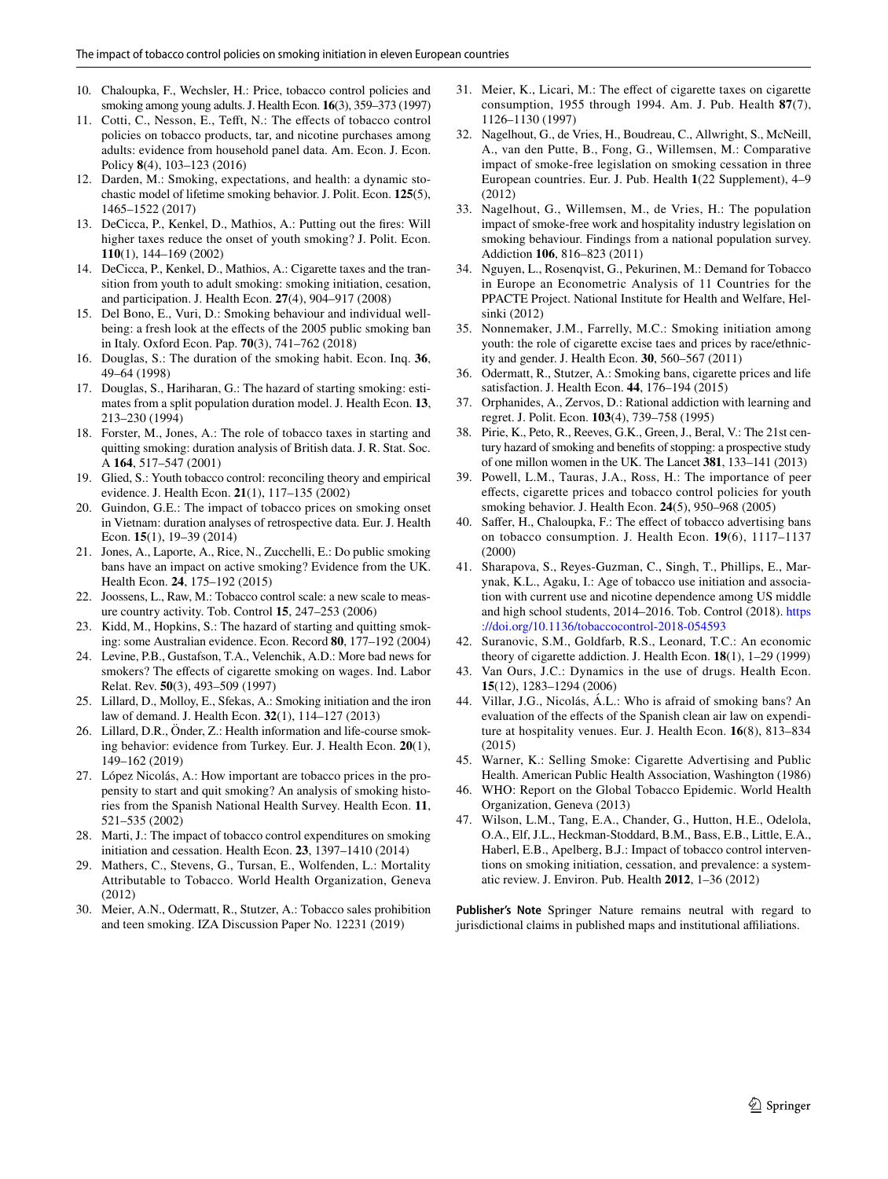10. Chaloupka, F., Wechsler, H.: Price, tobacco control policies and smoking among young adults. J. Health Econ. **16**(3), 359–373 (1997)
11. Cotti, C., Nesson, E., Tefft, N.: The effects of tobacco control policies on tobacco products, tar, and nicotine purchases among adults: evidence from household panel data. Am. Econ. J. Econ. Policy **8**(4), 103–123 (2016)
12. Darden, M.: Smoking, expectations, and health: a dynamic stochastic model of lifetime smoking behavior. J. Polit. Econ. **125**(5), 1465–1522 (2017)
13. DeCicca, P., Kenkel, D., Mathios, A.: Putting out the fires: Will higher taxes reduce the onset of youth smoking? J. Polit. Econ. **110**(1), 144–169 (2002)
14. DeCicca, P., Kenkel, D., Mathios, A.: Cigarette taxes and the transition from youth to adult smoking: smoking initiation, cesation, and participation. J. Health Econ. **27**(4), 904–917 (2008)
15. Del Bono, E., Vuri, D.: Smoking behaviour and individual wellbeing: a fresh look at the effects of the 2005 public smoking ban in Italy. Oxford Econ. Pap. **70**(3), 741–762 (2018)
16. Douglas, S.: The duration of the smoking habit. Econ. Inq. **36**, 49–64 (1998)
17. Douglas, S., Hariharan, G.: The hazard of starting smoking: estimates from a split population duration model. J. Health Econ. **13**, 213–230 (1994)
18. Forster, M., Jones, A.: The role of tobacco taxes in starting and quitting smoking: duration analysis of British data. J. R. Stat. Soc. A **164**, 517–547 (2001)
19. Glied, S.: Youth tobacco control: reconciling theory and empirical evidence. J. Health Econ. **21**(1), 117–135 (2002)
20. Guindon, G.E.: The impact of tobacco prices on smoking onset in Vietnam: duration analyses of retrospective data. Eur. J. Health Econ. **15**(1), 19–39 (2014)
21. Jones, A., Laporte, A., Rice, N., Zucchelli, E.: Do public smoking bans have an impact on active smoking? Evidence from the UK. Health Econ. **24**, 175–192 (2015)
22. Joossens, L., Raw, M.: Tobacco control scale: a new scale to measure country activity. Tob. Control **15**, 247–253 (2006)
23. Kidd, M., Hopkins, S.: The hazard of starting and quitting smoking: some Australian evidence. Econ. Record **80**, 177–192 (2004)
24. Levine, P.B., Gustafson, T.A., Velenchik, A.D.: More bad news for smokers? The effects of cigarette smoking on wages. Ind. Labor Relat. Rev. **50**(3), 493–509 (1997)
25. Lillard, D., Molloy, E., Sfekas, A.: Smoking initiation and the iron law of demand. J. Health Econ. **32**(1), 114–127 (2013)
26. Lillard, D.R., Önder, Z.: Health information and life-course smoking behavior: evidence from Turkey. Eur. J. Health Econ. **20**(1), 149–162 (2019)
27. López Nicolás, A.: How important are tobacco prices in the propensity to start and quit smoking? An analysis of smoking histories from the Spanish National Health Survey. Health Econ. **11**, 521–535 (2002)
28. Marti, J.: The impact of tobacco control expenditures on smoking initiation and cessation. Health Econ. **23**, 1397–1410 (2014)
29. Mathers, C., Stevens, G., Tursan, E., Wolfenden, L.: Mortality Attributable to Tobacco. World Health Organization, Geneva (2012)
30. Meier, A.N., Odermatt, R., Stutzer, A.: Tobacco sales prohibition and teen smoking. IZA Discussion Paper No. 12231 (2019)
31. Meier, K., Licari, M.: The effect of cigarette taxes on cigarette consumption, 1955 through 1994. Am. J. Pub. Health **87**(7), 1126–1130 (1997)
32. Nagelhout, G., de Vries, H., Boudreau, C., Allwright, S., McNeill, A., van den Putte, B., Fong, G., Willemsen, M.: Comparative impact of smoke-free legislation on smoking cessation in three European countries. Eur. J. Pub. Health **1**(22 Supplement), 4–9 (2012)
33. Nagelhout, G., Willemsen, M., de Vries, H.: The population impact of smoke-free work and hospitality industry legislation on smoking behaviour. Findings from a national population survey. Addiction **106**, 816–823 (2011)
34. Nguyen, L., Rosenqvist, G., Pekurinen, M.: Demand for Tobacco in Europe an Econometric Analysis of 11 Countries for the PPACTE Project. National Institute for Health and Welfare, Helsinki (2012)
35. Nonnemaker, J.M., Farrelly, M.C.: Smoking initiation among youth: the role of cigarette excise taes and prices by race/ethnicity and gender. J. Health Econ. **30**, 560–567 (2011)
36. Odermatt, R., Stutzer, A.: Smoking bans, cigarette prices and life satisfaction. J. Health Econ. **44**, 176–194 (2015)
37. Orphanides, A., Zervos, D.: Rational addiction with learning and regret. J. Polit. Econ. **103**(4), 739–758 (1995)
38. Pirie, K., Peto, R., Reeves, G.K., Green, J., Beral, V.: The 21st century hazard of smoking and benefits of stopping: a prospective study of one millon women in the UK. The Lancet **381**, 133–141 (2013)
39. Powell, L.M., Tauras, J.A., Ross, H.: The importance of peer effects, cigarette prices and tobacco control policies for youth smoking behavior. J. Health Econ. **24**(5), 950–968 (2005)
40. Saffer, H., Chaloupka, F.: The effect of tobacco advertising bans on tobacco consumption. J. Health Econ. **19**(6), 1117–1137 (2000)
41. Sharapova, S., Reyes-Guzman, C., Singh, T., Phillips, E., Marynak, K.L., Agaku, I.: Age of tobacco use initiation and association with current use and nicotine dependence among US middle and high school students, 2014–2016. Tob. Control (2018). https://doi.org/10.1136/tobaccocontrol-2018-054593
42. Suranovic, S.M., Goldfarb, R.S., Leonard, T.C.: An economic theory of cigarette addiction. J. Health Econ. **18**(1), 1–29 (1999)
43. Van Ours, J.C.: Dynamics in the use of drugs. Health Econ. **15**(12), 1283–1294 (2006)
44. Villar, J.G., Nicolás, Á.L.: Who is afraid of smoking bans? An evaluation of the effects of the Spanish clean air law on expenditure at hospitality venues. Eur. J. Health Econ. **16**(8), 813–834 (2015)
45. Warner, K.: Selling Smoke: Cigarette Advertising and Public Health. American Public Health Association, Washington (1986)
46. WHO: Report on the Global Tobacco Epidemic. World Health Organization, Geneva (2013)
47. Wilson, L.M., Tang, E.A., Chander, G., Hutton, H.E., Odelola, O.A., Elf, J.L., Heckman-Stoddard, B.M., Bass, E.B., Little, E.A., Haberl, E.B., Apelberg, B.J.: Impact of tobacco control interventions on smoking initiation, cessation, and prevalence: a systematic review. J. Environ. Pub. Health **2012**, 1–36 (2012)

**Publisher's Note** Springer Nature remains neutral with regard to jurisdictional claims in published maps and institutional affiliations.